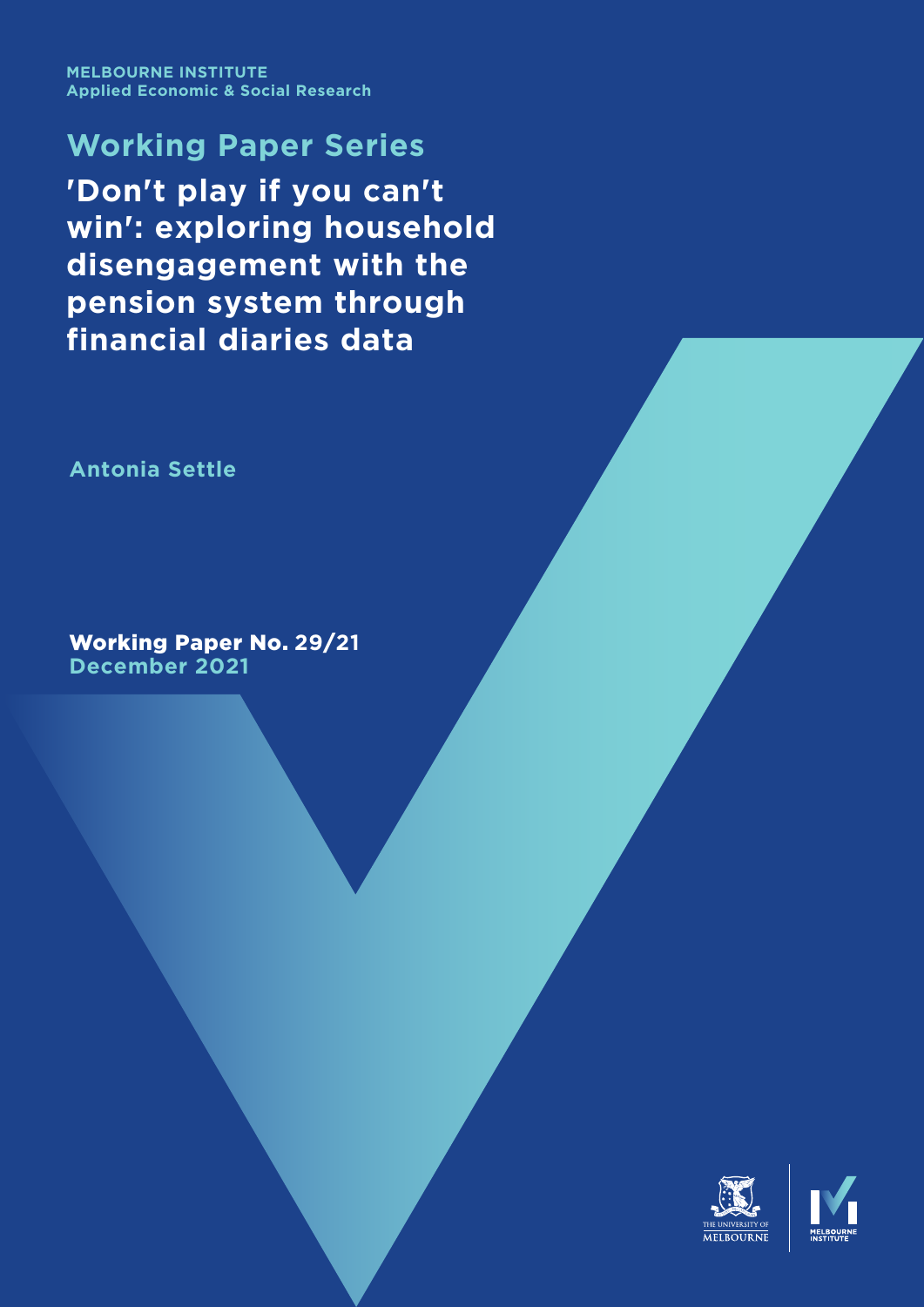MELBOURNE INSTITUTE
Applied Economic & Social Research

## Working Paper Series

# 'Don't play if you can't win': exploring household disengagement with the pension system through financial diaries data

**Antonia Settle**

**Working Paper No. 29/21**
**December 2021**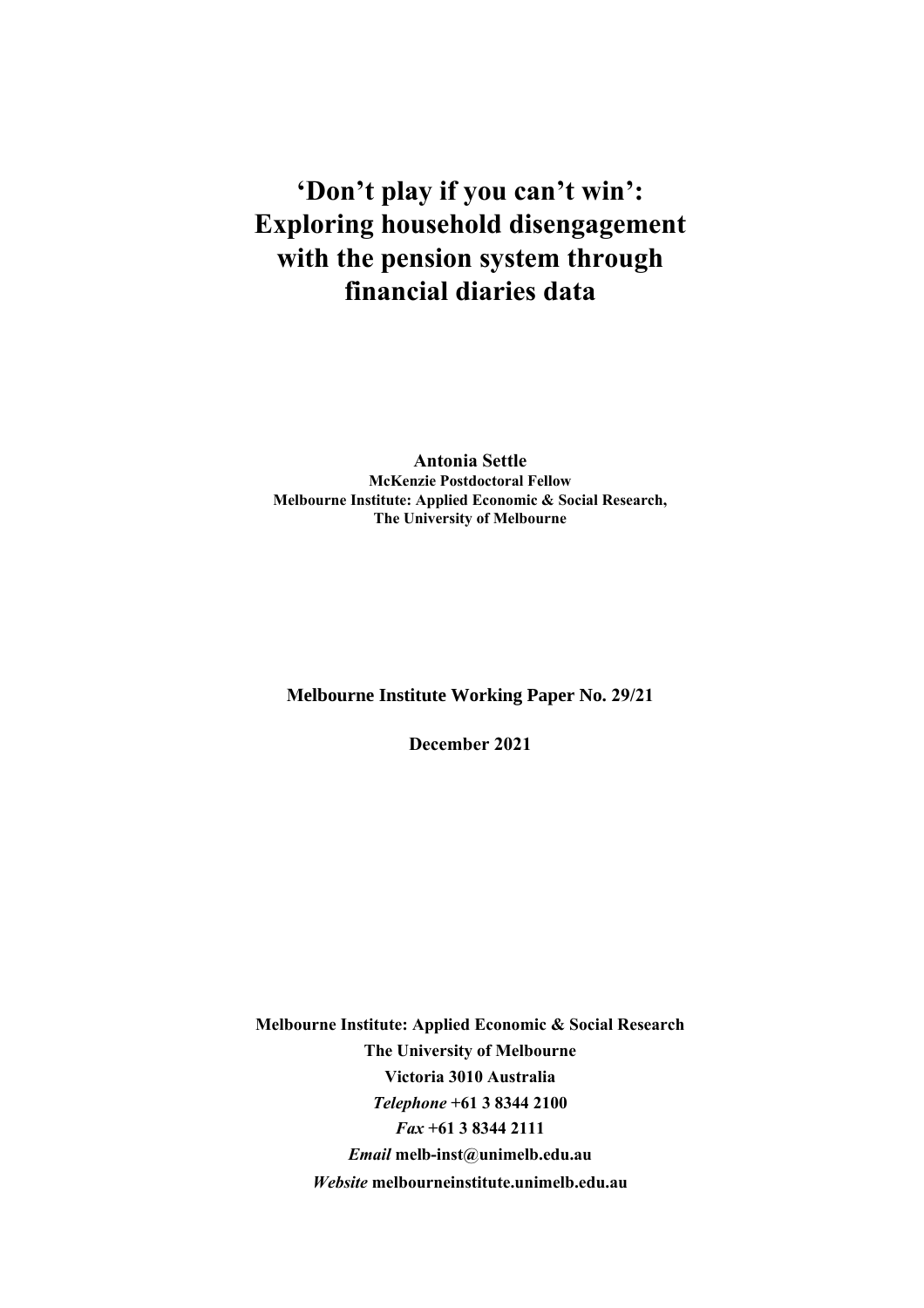# 'Don't play if you can't win': Exploring household disengagement with the pension system through financial diaries data

**Antonia Settle**
**McKenzie Postdoctoral Fellow**
**Melbourne Institute: Applied Economic & Social Research, The University of Melbourne**

**Melbourne Institute Working Paper No. 29/21**

**December 2021**

**Melbourne Institute: Applied Economic & Social Research**
**The University of Melbourne**
**Victoria 3010 Australia**
***Telephone*** **+61 3 8344 2100**
***Fax*** **+61 3 8344 2111**
***Email*** **melb-inst@unimelb.edu.au**
***Website*** **melbourneinstitute.unimelb.edu.au**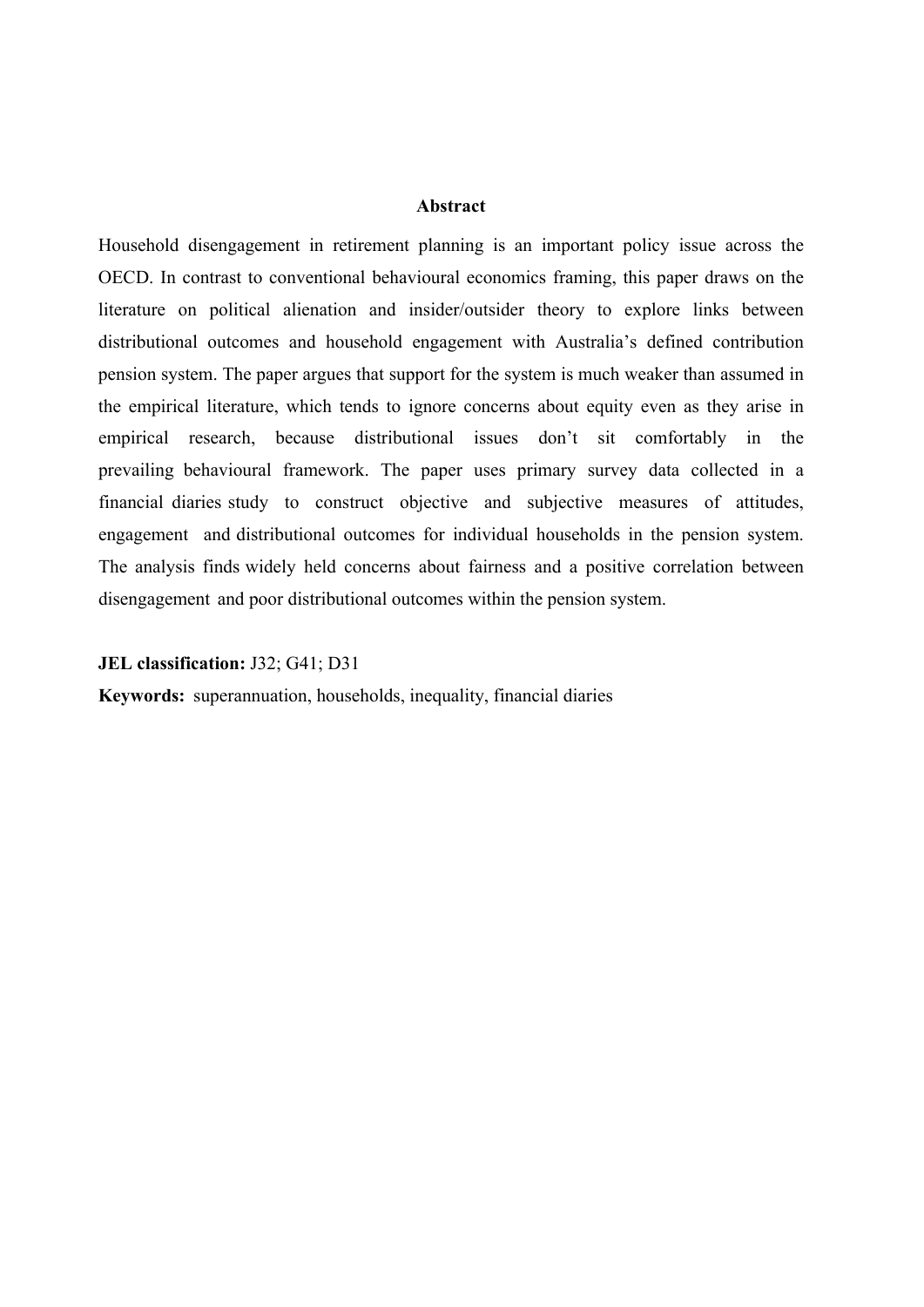## Abstract

Household disengagement in retirement planning is an important policy issue across the OECD. In contrast to conventional behavioural economics framing, this paper draws on the literature on political alienation and insider/outsider theory to explore links between distributional outcomes and household engagement with Australia's defined contribution pension system. The paper argues that support for the system is much weaker than assumed in the empirical literature, which tends to ignore concerns about equity even as they arise in empirical research, because distributional issues don't sit comfortably in the prevailing behavioural framework. The paper uses primary survey data collected in a financial diaries study to construct objective and subjective measures of attitudes, engagement and distributional outcomes for individual households in the pension system. The analysis finds widely held concerns about fairness and a positive correlation between disengagement and poor distributional outcomes within the pension system.

**JEL classification:** J32; G41; D31

**Keywords:** superannuation, households, inequality, financial diaries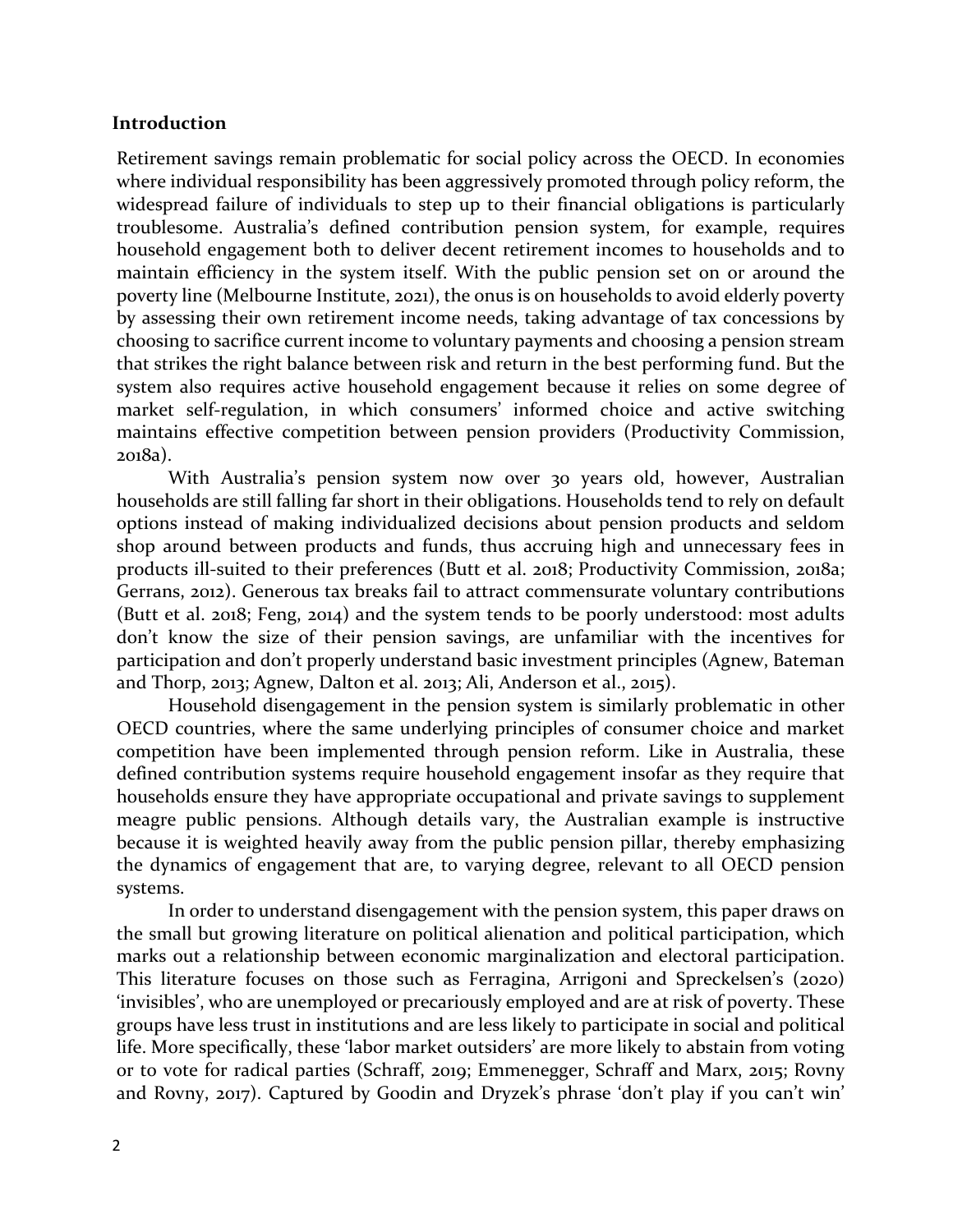## Introduction

Retirement savings remain problematic for social policy across the OECD. In economies where individual responsibility has been aggressively promoted through policy reform, the widespread failure of individuals to step up to their financial obligations is particularly troublesome. Australia's defined contribution pension system, for example, requires household engagement both to deliver decent retirement incomes to households and to maintain efficiency in the system itself. With the public pension set on or around the poverty line (Melbourne Institute, 2021), the onus is on households to avoid elderly poverty by assessing their own retirement income needs, taking advantage of tax concessions by choosing to sacrifice current income to voluntary payments and choosing a pension stream that strikes the right balance between risk and return in the best performing fund. But the system also requires active household engagement because it relies on some degree of market self-regulation, in which consumers' informed choice and active switching maintains effective competition between pension providers (Productivity Commission, 2018a).

With Australia's pension system now over 30 years old, however, Australian households are still falling far short in their obligations. Households tend to rely on default options instead of making individualized decisions about pension products and seldom shop around between products and funds, thus accruing high and unnecessary fees in products ill-suited to their preferences (Butt et al. 2018; Productivity Commission, 2018a; Gerrans, 2012). Generous tax breaks fail to attract commensurate voluntary contributions (Butt et al. 2018; Feng, 2014) and the system tends to be poorly understood: most adults don't know the size of their pension savings, are unfamiliar with the incentives for participation and don't properly understand basic investment principles (Agnew, Bateman and Thorp, 2013; Agnew, Dalton et al. 2013; Ali, Anderson et al., 2015).

Household disengagement in the pension system is similarly problematic in other OECD countries, where the same underlying principles of consumer choice and market competition have been implemented through pension reform. Like in Australia, these defined contribution systems require household engagement insofar as they require that households ensure they have appropriate occupational and private savings to supplement meagre public pensions. Although details vary, the Australian example is instructive because it is weighted heavily away from the public pension pillar, thereby emphasizing the dynamics of engagement that are, to varying degree, relevant to all OECD pension systems.

In order to understand disengagement with the pension system, this paper draws on the small but growing literature on political alienation and political participation, which marks out a relationship between economic marginalization and electoral participation. This literature focuses on those such as Ferragina, Arrigoni and Spreckelsen's (2020) 'invisibles', who are unemployed or precariously employed and are at risk of poverty. These groups have less trust in institutions and are less likely to participate in social and political life. More specifically, these 'labor market outsiders' are more likely to abstain from voting or to vote for radical parties (Schraff, 2019; Emmenegger, Schraff and Marx, 2015; Rovny and Rovny, 2017). Captured by Goodin and Dryzek's phrase 'don't play if you can't win'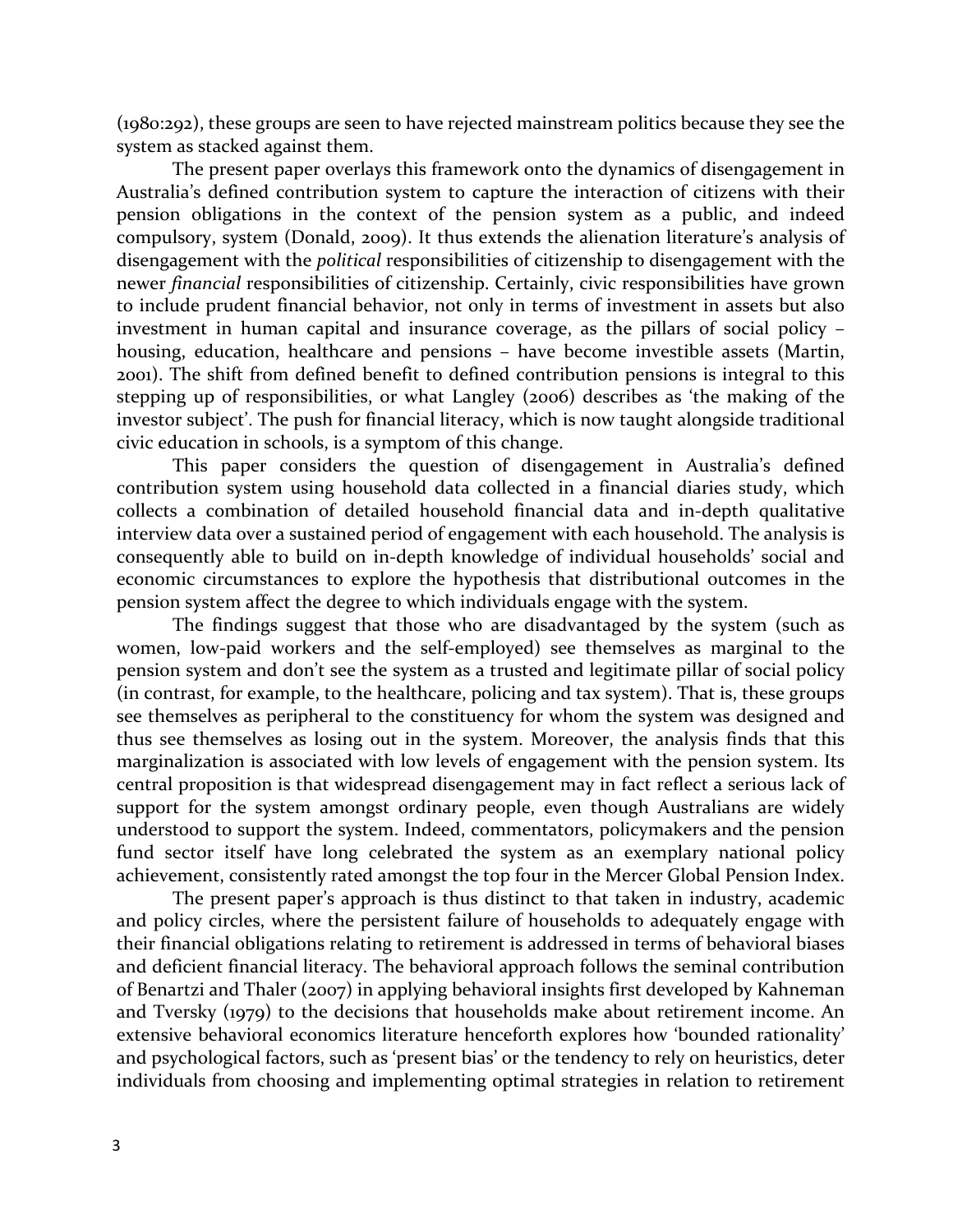(1980:292), these groups are seen to have rejected mainstream politics because they see the system as stacked against them.

The present paper overlays this framework onto the dynamics of disengagement in Australia's defined contribution system to capture the interaction of citizens with their pension obligations in the context of the pension system as a public, and indeed compulsory, system (Donald, 2009). It thus extends the alienation literature's analysis of disengagement with the *political* responsibilities of citizenship to disengagement with the newer *financial* responsibilities of citizenship. Certainly, civic responsibilities have grown to include prudent financial behavior, not only in terms of investment in assets but also investment in human capital and insurance coverage, as the pillars of social policy – housing, education, healthcare and pensions – have become investible assets (Martin, 2001). The shift from defined benefit to defined contribution pensions is integral to this stepping up of responsibilities, or what Langley (2006) describes as 'the making of the investor subject'. The push for financial literacy, which is now taught alongside traditional civic education in schools, is a symptom of this change.

This paper considers the question of disengagement in Australia's defined contribution system using household data collected in a financial diaries study, which collects a combination of detailed household financial data and in-depth qualitative interview data over a sustained period of engagement with each household. The analysis is consequently able to build on in-depth knowledge of individual households' social and economic circumstances to explore the hypothesis that distributional outcomes in the pension system affect the degree to which individuals engage with the system.

The findings suggest that those who are disadvantaged by the system (such as women, low-paid workers and the self-employed) see themselves as marginal to the pension system and don't see the system as a trusted and legitimate pillar of social policy (in contrast, for example, to the healthcare, policing and tax system). That is, these groups see themselves as peripheral to the constituency for whom the system was designed and thus see themselves as losing out in the system. Moreover, the analysis finds that this marginalization is associated with low levels of engagement with the pension system. Its central proposition is that widespread disengagement may in fact reflect a serious lack of support for the system amongst ordinary people, even though Australians are widely understood to support the system. Indeed, commentators, policymakers and the pension fund sector itself have long celebrated the system as an exemplary national policy achievement, consistently rated amongst the top four in the Mercer Global Pension Index.

The present paper's approach is thus distinct to that taken in industry, academic and policy circles, where the persistent failure of households to adequately engage with their financial obligations relating to retirement is addressed in terms of behavioral biases and deficient financial literacy. The behavioral approach follows the seminal contribution of Benartzi and Thaler (2007) in applying behavioral insights first developed by Kahneman and Tversky (1979) to the decisions that households make about retirement income. An extensive behavioral economics literature henceforth explores how 'bounded rationality' and psychological factors, such as 'present bias' or the tendency to rely on heuristics, deter individuals from choosing and implementing optimal strategies in relation to retirement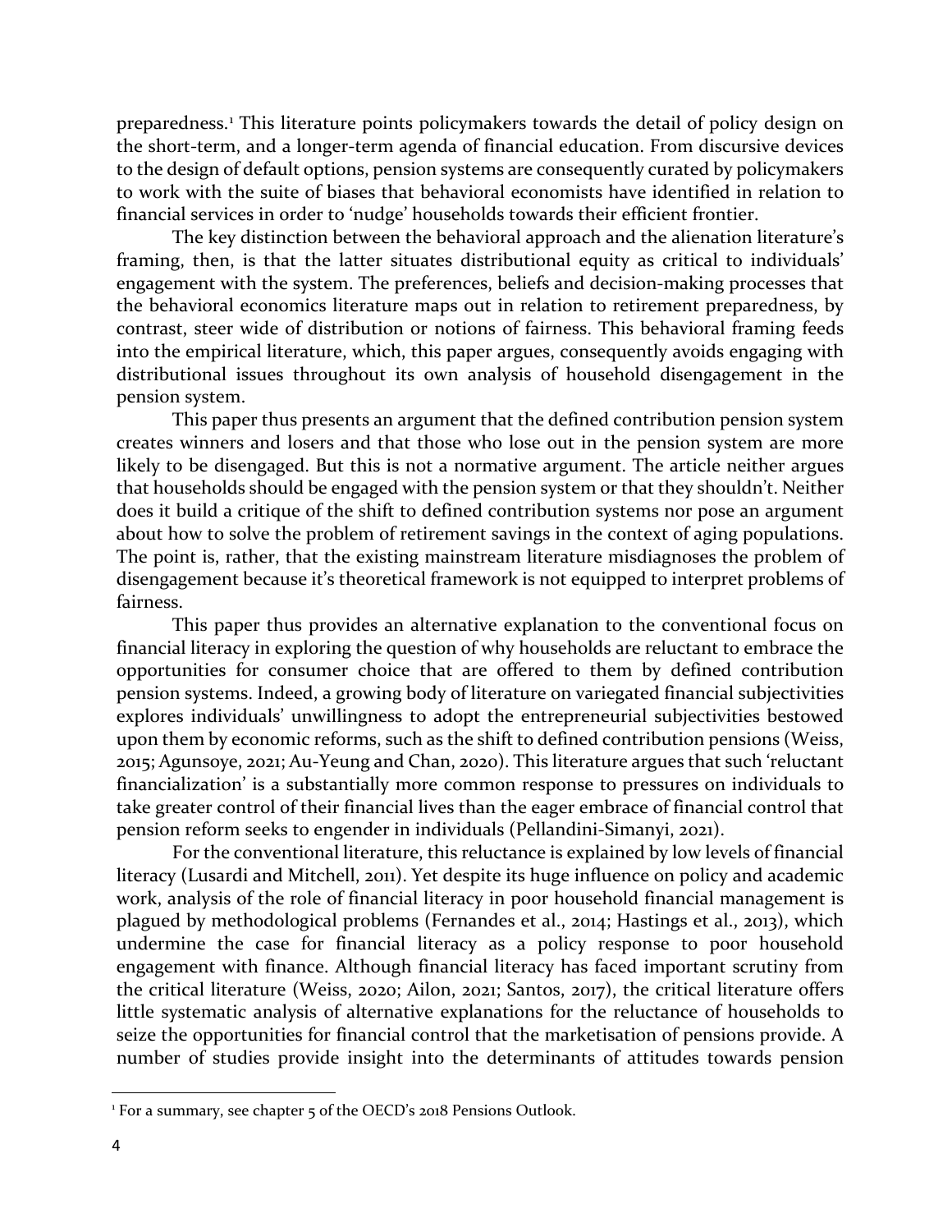preparedness.[1] This literature points policymakers towards the detail of policy design on the short-term, and a longer-term agenda of financial education. From discursive devices to the design of default options, pension systems are consequently curated by policymakers to work with the suite of biases that behavioral economists have identified in relation to financial services in order to 'nudge' households towards their efficient frontier.

The key distinction between the behavioral approach and the alienation literature's framing, then, is that the latter situates distributional equity as critical to individuals' engagement with the system. The preferences, beliefs and decision-making processes that the behavioral economics literature maps out in relation to retirement preparedness, by contrast, steer wide of distribution or notions of fairness. This behavioral framing feeds into the empirical literature, which, this paper argues, consequently avoids engaging with distributional issues throughout its own analysis of household disengagement in the pension system.

This paper thus presents an argument that the defined contribution pension system creates winners and losers and that those who lose out in the pension system are more likely to be disengaged. But this is not a normative argument. The article neither argues that households should be engaged with the pension system or that they shouldn't. Neither does it build a critique of the shift to defined contribution systems nor pose an argument about how to solve the problem of retirement savings in the context of aging populations. The point is, rather, that the existing mainstream literature misdiagnoses the problem of disengagement because it's theoretical framework is not equipped to interpret problems of fairness.

This paper thus provides an alternative explanation to the conventional focus on financial literacy in exploring the question of why households are reluctant to embrace the opportunities for consumer choice that are offered to them by defined contribution pension systems. Indeed, a growing body of literature on variegated financial subjectivities explores individuals' unwillingness to adopt the entrepreneurial subjectivities bestowed upon them by economic reforms, such as the shift to defined contribution pensions (Weiss, 2015; Agunsoye, 2021; Au-Yeung and Chan, 2020). This literature argues that such 'reluctant financialization' is a substantially more common response to pressures on individuals to take greater control of their financial lives than the eager embrace of financial control that pension reform seeks to engender in individuals (Pellandini-Simanyi, 2021).

For the conventional literature, this reluctance is explained by low levels of financial literacy (Lusardi and Mitchell, 2011). Yet despite its huge influence on policy and academic work, analysis of the role of financial literacy in poor household financial management is plagued by methodological problems (Fernandes et al., 2014; Hastings et al., 2013), which undermine the case for financial literacy as a policy response to poor household engagement with finance. Although financial literacy has faced important scrutiny from the critical literature (Weiss, 2020; Ailon, 2021; Santos, 2017), the critical literature offers little systematic analysis of alternative explanations for the reluctance of households to seize the opportunities for financial control that the marketisation of pensions provide. A number of studies provide insight into the determinants of attitudes towards pension

[1] For a summary, see chapter 5 of the OECD's 2018 Pensions Outlook.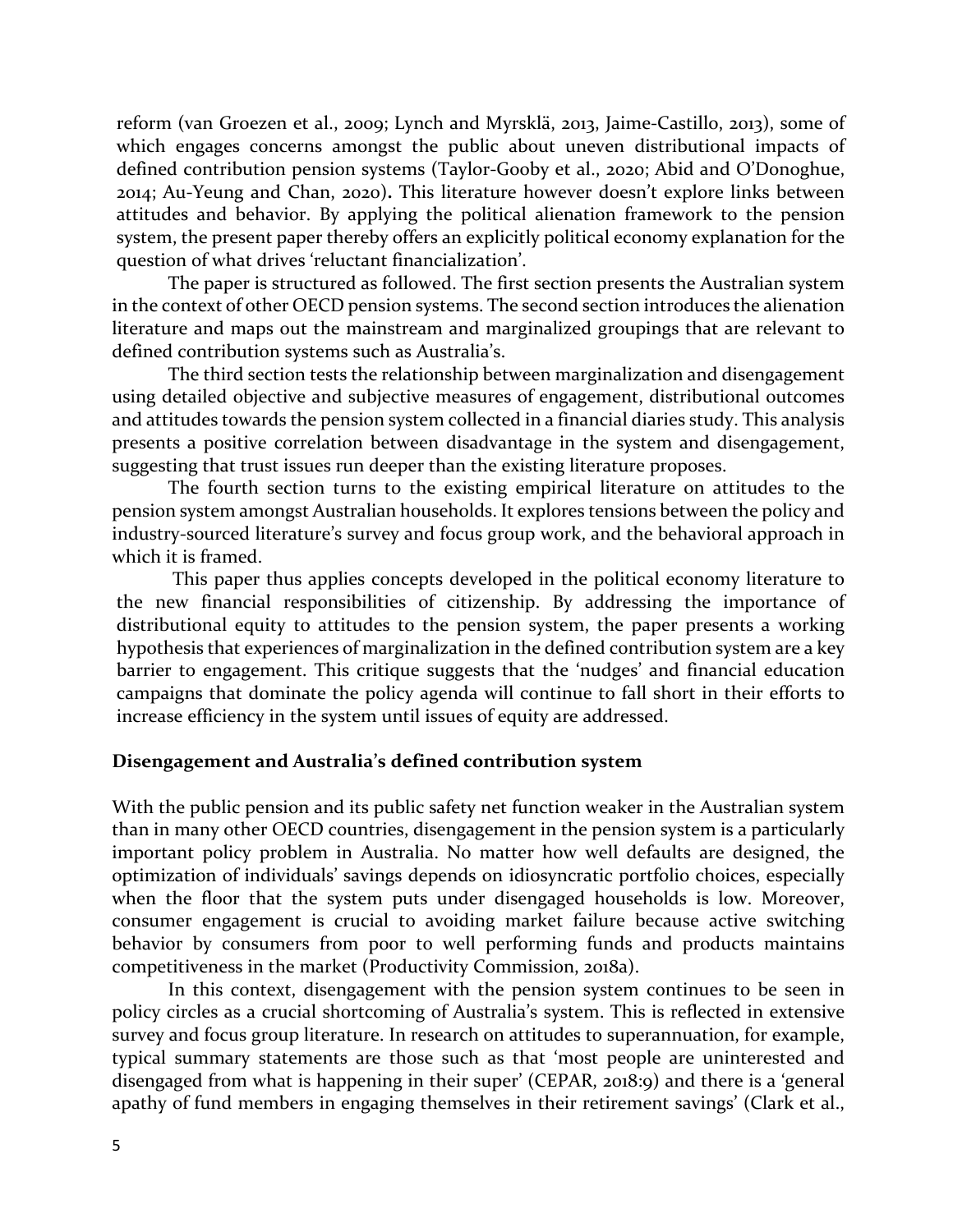reform (van Groezen et al., 2009; Lynch and Myrsklä, 2013, Jaime-Castillo, 2013), some of which engages concerns amongst the public about uneven distributional impacts of defined contribution pension systems (Taylor-Gooby et al., 2020; Abid and O'Donoghue, 2014; Au-Yeung and Chan, 2020). This literature however doesn't explore links between attitudes and behavior. By applying the political alienation framework to the pension system, the present paper thereby offers an explicitly political economy explanation for the question of what drives 'reluctant financialization'.

The paper is structured as followed. The first section presents the Australian system in the context of other OECD pension systems. The second section introduces the alienation literature and maps out the mainstream and marginalized groupings that are relevant to defined contribution systems such as Australia's.

The third section tests the relationship between marginalization and disengagement using detailed objective and subjective measures of engagement, distributional outcomes and attitudes towards the pension system collected in a financial diaries study. This analysis presents a positive correlation between disadvantage in the system and disengagement, suggesting that trust issues run deeper than the existing literature proposes.

The fourth section turns to the existing empirical literature on attitudes to the pension system amongst Australian households. It explores tensions between the policy and industry-sourced literature's survey and focus group work, and the behavioral approach in which it is framed.

This paper thus applies concepts developed in the political economy literature to the new financial responsibilities of citizenship. By addressing the importance of distributional equity to attitudes to the pension system, the paper presents a working hypothesis that experiences of marginalization in the defined contribution system are a key barrier to engagement. This critique suggests that the 'nudges' and financial education campaigns that dominate the policy agenda will continue to fall short in their efforts to increase efficiency in the system until issues of equity are addressed.

**Disengagement and Australia's defined contribution system**

With the public pension and its public safety net function weaker in the Australian system than in many other OECD countries, disengagement in the pension system is a particularly important policy problem in Australia. No matter how well defaults are designed, the optimization of individuals' savings depends on idiosyncratic portfolio choices, especially when the floor that the system puts under disengaged households is low. Moreover, consumer engagement is crucial to avoiding market failure because active switching behavior by consumers from poor to well performing funds and products maintains competitiveness in the market (Productivity Commission, 2018a).

In this context, disengagement with the pension system continues to be seen in policy circles as a crucial shortcoming of Australia's system. This is reflected in extensive survey and focus group literature. In research on attitudes to superannuation, for example, typical summary statements are those such as that 'most people are uninterested and disengaged from what is happening in their super' (CEPAR, 2018:9) and there is a 'general apathy of fund members in engaging themselves in their retirement savings' (Clark et al.,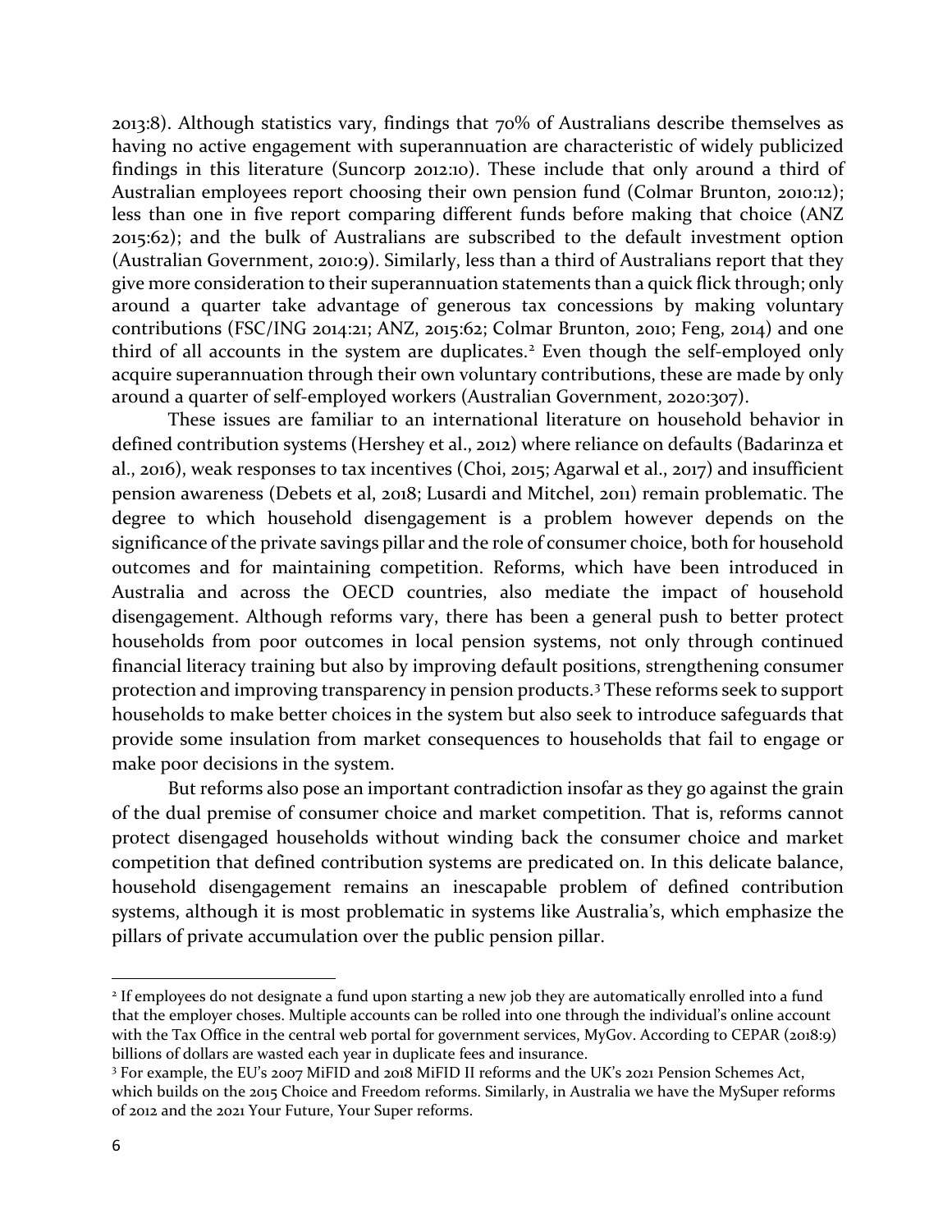2013:8). Although statistics vary, findings that 70% of Australians describe themselves as having no active engagement with superannuation are characteristic of widely publicized findings in this literature (Suncorp 2012:10). These include that only around a third of Australian employees report choosing their own pension fund (Colmar Brunton, 2010:12); less than one in five report comparing different funds before making that choice (ANZ 2015:62); and the bulk of Australians are subscribed to the default investment option (Australian Government, 2010:9). Similarly, less than a third of Australians report that they give more consideration to their superannuation statements than a quick flick through; only around a quarter take advantage of generous tax concessions by making voluntary contributions (FSC/ING 2014:21; ANZ, 2015:62; Colmar Brunton, 2010; Feng, 2014) and one third of all accounts in the system are duplicates.[2] Even though the self-employed only acquire superannuation through their own voluntary contributions, these are made by only around a quarter of self-employed workers (Australian Government, 2020:307).

These issues are familiar to an international literature on household behavior in defined contribution systems (Hershey et al., 2012) where reliance on defaults (Badarinza et al., 2016), weak responses to tax incentives (Choi, 2015; Agarwal et al., 2017) and insufficient pension awareness (Debets et al, 2018; Lusardi and Mitchel, 2011) remain problematic. The degree to which household disengagement is a problem however depends on the significance of the private savings pillar and the role of consumer choice, both for household outcomes and for maintaining competition. Reforms, which have been introduced in Australia and across the OECD countries, also mediate the impact of household disengagement. Although reforms vary, there has been a general push to better protect households from poor outcomes in local pension systems, not only through continued financial literacy training but also by improving default positions, strengthening consumer protection and improving transparency in pension products.[3] These reforms seek to support households to make better choices in the system but also seek to introduce safeguards that provide some insulation from market consequences to households that fail to engage or make poor decisions in the system.

But reforms also pose an important contradiction insofar as they go against the grain of the dual premise of consumer choice and market competition. That is, reforms cannot protect disengaged households without winding back the consumer choice and market competition that defined contribution systems are predicated on. In this delicate balance, household disengagement remains an inescapable problem of defined contribution systems, although it is most problematic in systems like Australia's, which emphasize the pillars of private accumulation over the public pension pillar.

[2] If employees do not designate a fund upon starting a new job they are automatically enrolled into a fund that the employer choses. Multiple accounts can be rolled into one through the individual's online account with the Tax Office in the central web portal for government services, MyGov. According to CEPAR (2018:9) billions of dollars are wasted each year in duplicate fees and insurance.

[3] For example, the EU's 2007 MiFID and 2018 MiFID II reforms and the UK's 2021 Pension Schemes Act, which builds on the 2015 Choice and Freedom reforms. Similarly, in Australia we have the MySuper reforms of 2012 and the 2021 Your Future, Your Super reforms.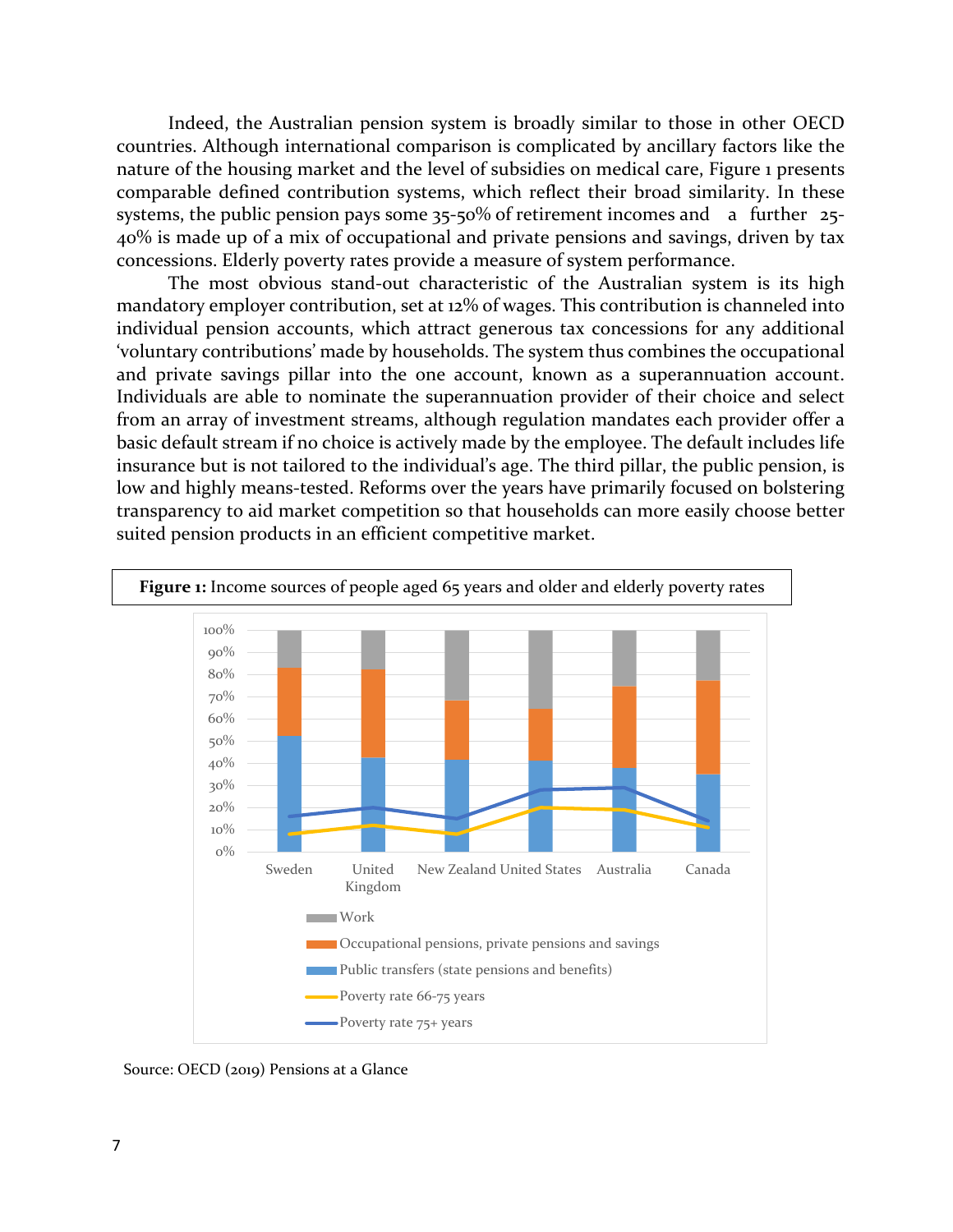Indeed, the Australian pension system is broadly similar to those in other OECD countries. Although international comparison is complicated by ancillary factors like the nature of the housing market and the level of subsidies on medical care, Figure 1 presents comparable defined contribution systems, which reflect their broad similarity. In these systems, the public pension pays some 35-50% of retirement incomes and a further 25-40% is made up of a mix of occupational and private pensions and savings, driven by tax concessions. Elderly poverty rates provide a measure of system performance.

The most obvious stand-out characteristic of the Australian system is its high mandatory employer contribution, set at 12% of wages. This contribution is channeled into individual pension accounts, which attract generous tax concessions for any additional 'voluntary contributions' made by households. The system thus combines the occupational and private savings pillar into the one account, known as a superannuation account. Individuals are able to nominate the superannuation provider of their choice and select from an array of investment streams, although regulation mandates each provider offer a basic default stream if no choice is actively made by the employee. The default includes life insurance but is not tailored to the individual's age. The third pillar, the public pension, is low and highly means-tested. Reforms over the years have primarily focused on bolstering transparency to aid market competition so that households can more easily choose better suited pension products in an efficient competitive market.

**Figure 1:** Income sources of people aged 65 years and older and elderly poverty rates

Source: OECD (2019) Pensions at a Glance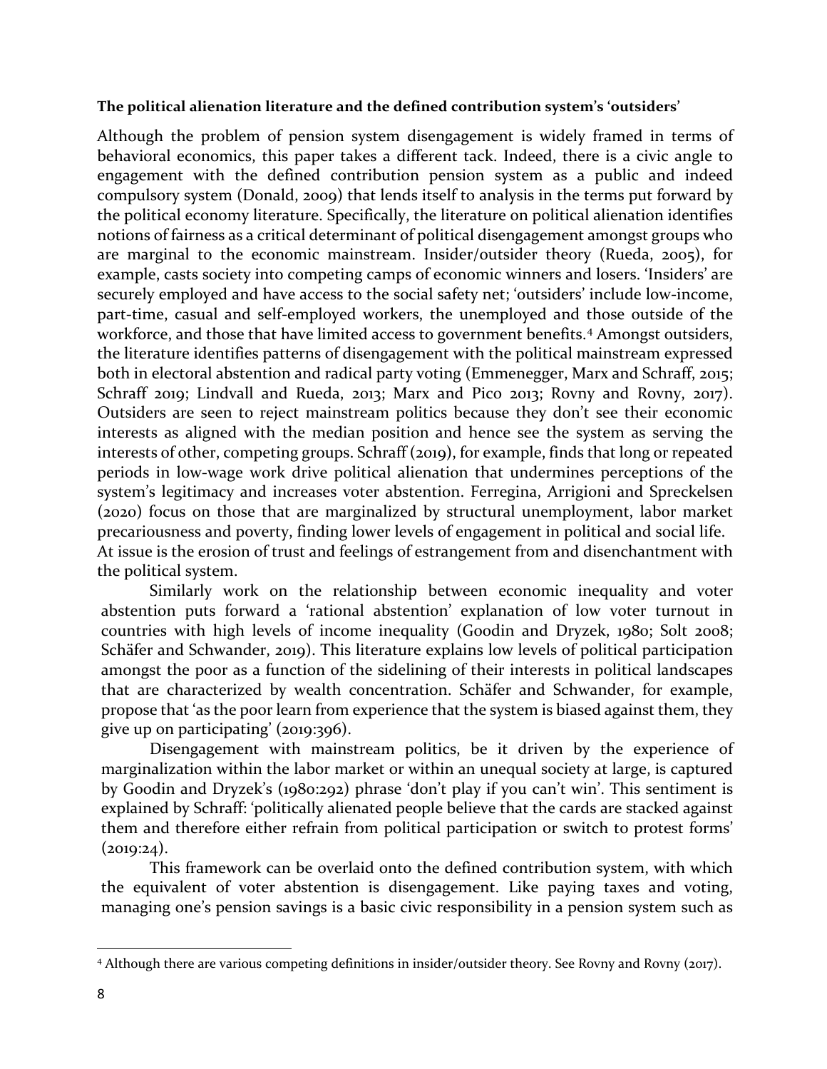**The political alienation literature and the defined contribution system's 'outsiders'**

Although the problem of pension system disengagement is widely framed in terms of behavioral economics, this paper takes a different tack. Indeed, there is a civic angle to engagement with the defined contribution pension system as a public and indeed compulsory system (Donald, 2009) that lends itself to analysis in the terms put forward by the political economy literature. Specifically, the literature on political alienation identifies notions of fairness as a critical determinant of political disengagement amongst groups who are marginal to the economic mainstream. Insider/outsider theory (Rueda, 2005), for example, casts society into competing camps of economic winners and losers. 'Insiders' are securely employed and have access to the social safety net; 'outsiders' include low-income, part-time, casual and self-employed workers, the unemployed and those outside of the workforce, and those that have limited access to government benefits.[4] Amongst outsiders, the literature identifies patterns of disengagement with the political mainstream expressed both in electoral abstention and radical party voting (Emmenegger, Marx and Schraff, 2015; Schraff 2019; Lindvall and Rueda, 2013; Marx and Pico 2013; Rovny and Rovny, 2017). Outsiders are seen to reject mainstream politics because they don't see their economic interests as aligned with the median position and hence see the system as serving the interests of other, competing groups. Schraff (2019), for example, finds that long or repeated periods in low-wage work drive political alienation that undermines perceptions of the system's legitimacy and increases voter abstention. Ferregina, Arrigioni and Spreckelsen (2020) focus on those that are marginalized by structural unemployment, labor market precariousness and poverty, finding lower levels of engagement in political and social life. At issue is the erosion of trust and feelings of estrangement from and disenchantment with the political system.

Similarly work on the relationship between economic inequality and voter abstention puts forward a 'rational abstention' explanation of low voter turnout in countries with high levels of income inequality (Goodin and Dryzek, 1980; Solt 2008; Schäfer and Schwander, 2019). This literature explains low levels of political participation amongst the poor as a function of the sidelining of their interests in political landscapes that are characterized by wealth concentration. Schäfer and Schwander, for example, propose that 'as the poor learn from experience that the system is biased against them, they give up on participating' (2019:396).

Disengagement with mainstream politics, be it driven by the experience of marginalization within the labor market or within an unequal society at large, is captured by Goodin and Dryzek's (1980:292) phrase 'don't play if you can't win'. This sentiment is explained by Schraff: 'politically alienated people believe that the cards are stacked against them and therefore either refrain from political participation or switch to protest forms' (2019:24).

This framework can be overlaid onto the defined contribution system, with which the equivalent of voter abstention is disengagement. Like paying taxes and voting, managing one's pension savings is a basic civic responsibility in a pension system such as

---

[4] Although there are various competing definitions in insider/outsider theory. See Rovny and Rovny (2017).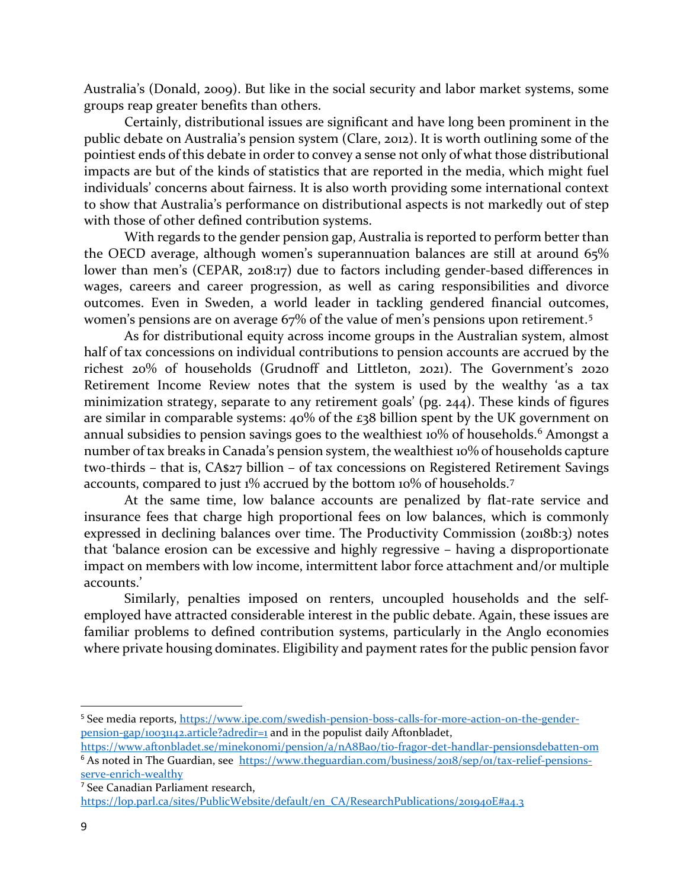Australia's (Donald, 2009). But like in the social security and labor market systems, some groups reap greater benefits than others.

Certainly, distributional issues are significant and have long been prominent in the public debate on Australia's pension system (Clare, 2012). It is worth outlining some of the pointiest ends of this debate in order to convey a sense not only of what those distributional impacts are but of the kinds of statistics that are reported in the media, which might fuel individuals' concerns about fairness. It is also worth providing some international context to show that Australia's performance on distributional aspects is not markedly out of step with those of other defined contribution systems.

With regards to the gender pension gap, Australia is reported to perform better than the OECD average, although women's superannuation balances are still at around 65% lower than men's (CEPAR, 2018:17) due to factors including gender-based differences in wages, careers and career progression, as well as caring responsibilities and divorce outcomes. Even in Sweden, a world leader in tackling gendered financial outcomes, women's pensions are on average 67% of the value of men's pensions upon retirement.[5]

As for distributional equity across income groups in the Australian system, almost half of tax concessions on individual contributions to pension accounts are accrued by the richest 20% of households (Grudnoff and Littleton, 2021). The Government's 2020 Retirement Income Review notes that the system is used by the wealthy 'as a tax minimization strategy, separate to any retirement goals' (pg. 244). These kinds of figures are similar in comparable systems: 40% of the £38 billion spent by the UK government on annual subsidies to pension savings goes to the wealthiest 10% of households.[6] Amongst a number of tax breaks in Canada's pension system, the wealthiest 10% of households capture two-thirds – that is, CA$27 billion – of tax concessions on Registered Retirement Savings accounts, compared to just 1% accrued by the bottom 10% of households.[7]

At the same time, low balance accounts are penalized by flat-rate service and insurance fees that charge high proportional fees on low balances, which is commonly expressed in declining balances over time. The Productivity Commission (2018b:3) notes that 'balance erosion can be excessive and highly regressive – having a disproportionate impact on members with low income, intermittent labor force attachment and/or multiple accounts.'

Similarly, penalties imposed on renters, uncoupled households and the self-employed have attracted considerable interest in the public debate. Again, these issues are familiar problems to defined contribution systems, particularly in the Anglo economies where private housing dominates. Eligibility and payment rates for the public pension favor

---

[5] See media reports, https://www.ipe.com/swedish-pension-boss-calls-for-more-action-on-the-gender-pension-gap/10031142.article?adredir=1 and in the populist daily Aftonbladet, https://www.aftonbladet.se/minekonomi/pension/a/nA8Ba0/tio-fragor-det-handlar-pensionsdebatten-om

[6] As noted in The Guardian, see https://www.theguardian.com/business/2018/sep/01/tax-relief-pensions-serve-enrich-wealthy

[7] See Canadian Parliament research, https://lop.parl.ca/sites/PublicWebsite/default/en_CA/ResearchPublications/201940E#a4.3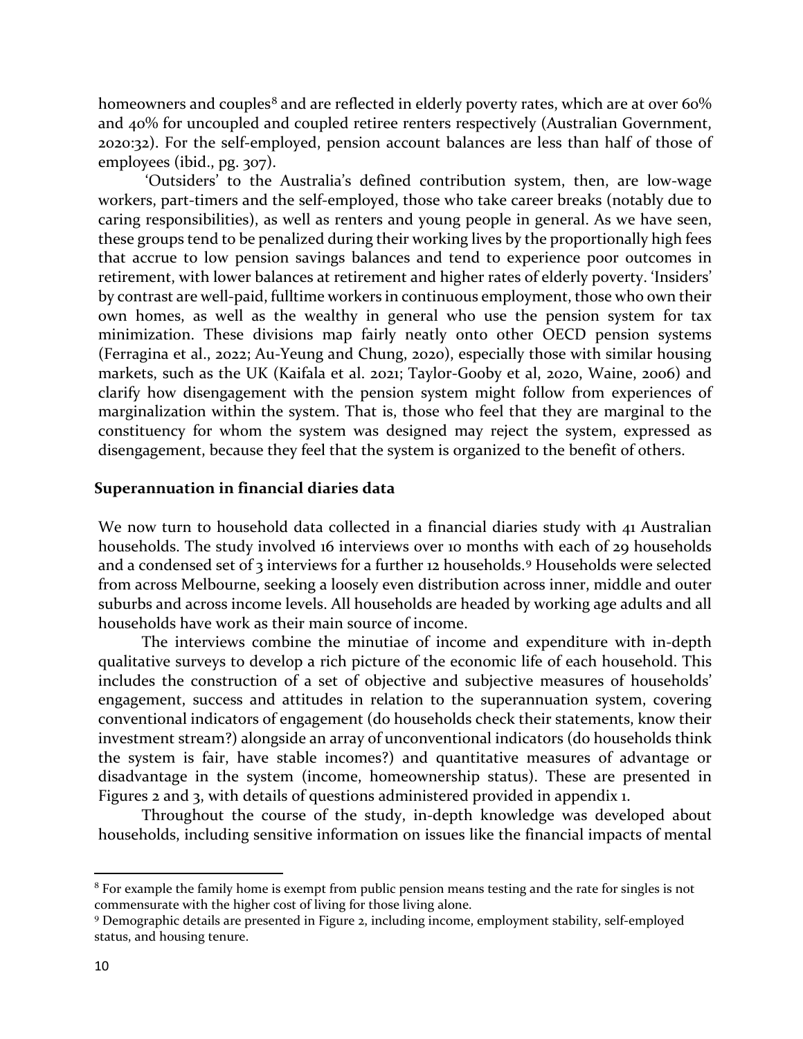homeowners and couples[8] and are reflected in elderly poverty rates, which are at over 60% and 40% for uncoupled and coupled retiree renters respectively (Australian Government, 2020:32). For the self-employed, pension account balances are less than half of those of employees (ibid., pg. 307).

'Outsiders' to the Australia's defined contribution system, then, are low-wage workers, part-timers and the self-employed, those who take career breaks (notably due to caring responsibilities), as well as renters and young people in general. As we have seen, these groups tend to be penalized during their working lives by the proportionally high fees that accrue to low pension savings balances and tend to experience poor outcomes in retirement, with lower balances at retirement and higher rates of elderly poverty. 'Insiders' by contrast are well-paid, fulltime workers in continuous employment, those who own their own homes, as well as the wealthy in general who use the pension system for tax minimization. These divisions map fairly neatly onto other OECD pension systems (Ferragina et al., 2022; Au-Yeung and Chung, 2020), especially those with similar housing markets, such as the UK (Kaifala et al. 2021; Taylor-Gooby et al, 2020, Waine, 2006) and clarify how disengagement with the pension system might follow from experiences of marginalization within the system. That is, those who feel that they are marginal to the constituency for whom the system was designed may reject the system, expressed as disengagement, because they feel that the system is organized to the benefit of others.

## Superannuation in financial diaries data

We now turn to household data collected in a financial diaries study with 41 Australian households. The study involved 16 interviews over 10 months with each of 29 households and a condensed set of 3 interviews for a further 12 households.[9] Households were selected from across Melbourne, seeking a loosely even distribution across inner, middle and outer suburbs and across income levels. All households are headed by working age adults and all households have work as their main source of income.

The interviews combine the minutiae of income and expenditure with in-depth qualitative surveys to develop a rich picture of the economic life of each household. This includes the construction of a set of objective and subjective measures of households' engagement, success and attitudes in relation to the superannuation system, covering conventional indicators of engagement (do households check their statements, know their investment stream?) alongside an array of unconventional indicators (do households think the system is fair, have stable incomes?) and quantitative measures of advantage or disadvantage in the system (income, homeownership status). These are presented in Figures 2 and 3, with details of questions administered provided in appendix 1.

Throughout the course of the study, in-depth knowledge was developed about households, including sensitive information on issues like the financial impacts of mental

[8] For example the family home is exempt from public pension means testing and the rate for singles is not commensurate with the higher cost of living for those living alone.

[9] Demographic details are presented in Figure 2, including income, employment stability, self-employed status, and housing tenure.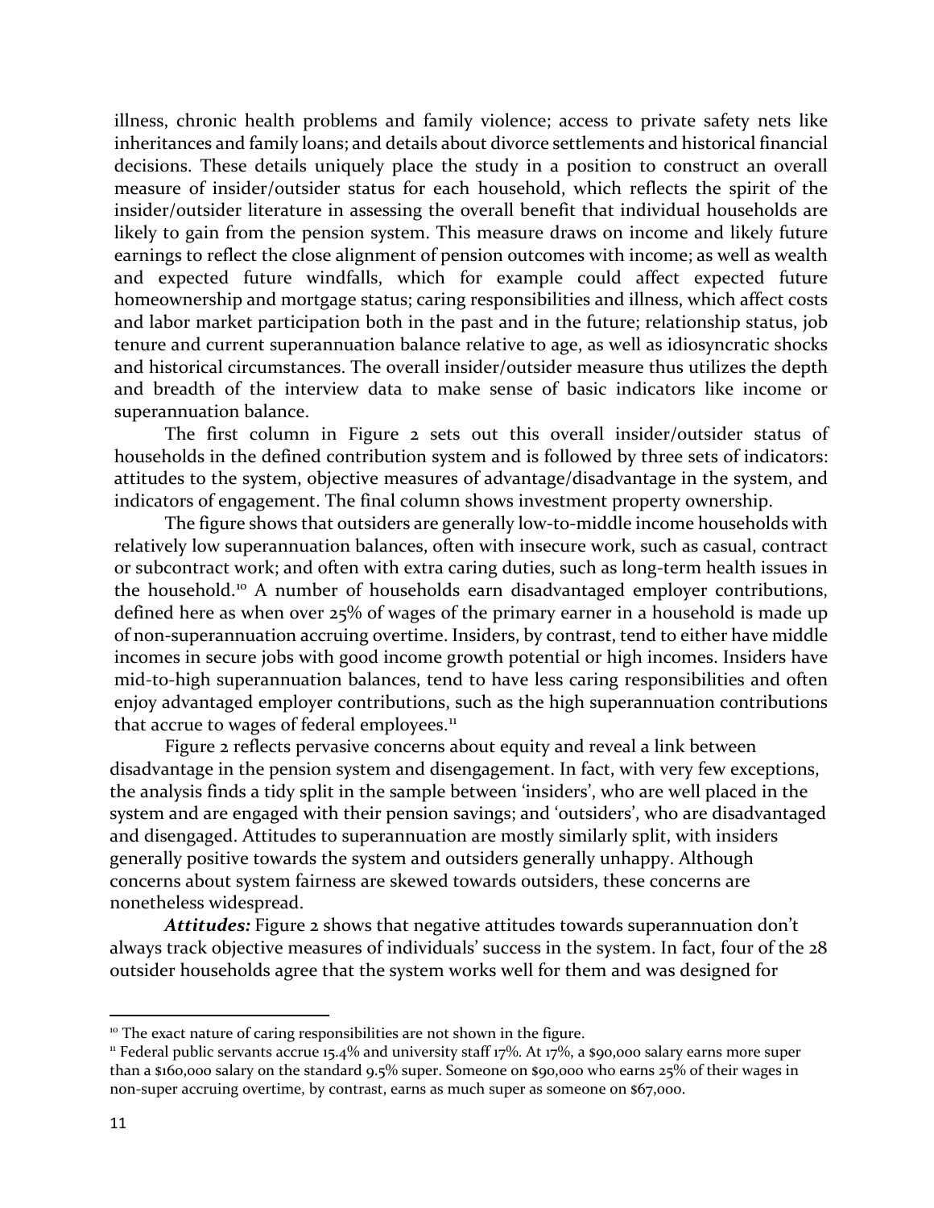illness, chronic health problems and family violence; access to private safety nets like inheritances and family loans; and details about divorce settlements and historical financial decisions. These details uniquely place the study in a position to construct an overall measure of insider/outsider status for each household, which reflects the spirit of the insider/outsider literature in assessing the overall benefit that individual households are likely to gain from the pension system. This measure draws on income and likely future earnings to reflect the close alignment of pension outcomes with income; as well as wealth and expected future windfalls, which for example could affect expected future homeownership and mortgage status; caring responsibilities and illness, which affect costs and labor market participation both in the past and in the future; relationship status, job tenure and current superannuation balance relative to age, as well as idiosyncratic shocks and historical circumstances. The overall insider/outsider measure thus utilizes the depth and breadth of the interview data to make sense of basic indicators like income or superannuation balance.

The first column in Figure 2 sets out this overall insider/outsider status of households in the defined contribution system and is followed by three sets of indicators: attitudes to the system, objective measures of advantage/disadvantage in the system, and indicators of engagement. The final column shows investment property ownership.

The figure shows that outsiders are generally low-to-middle income households with relatively low superannuation balances, often with insecure work, such as casual, contract or subcontract work; and often with extra caring duties, such as long-term health issues in the household.[10] A number of households earn disadvantaged employer contributions, defined here as when over 25% of wages of the primary earner in a household is made up of non-superannuation accruing overtime. Insiders, by contrast, tend to either have middle incomes in secure jobs with good income growth potential or high incomes. Insiders have mid-to-high superannuation balances, tend to have less caring responsibilities and often enjoy advantaged employer contributions, such as the high superannuation contributions that accrue to wages of federal employees.[11]

Figure 2 reflects pervasive concerns about equity and reveal a link between disadvantage in the pension system and disengagement. In fact, with very few exceptions, the analysis finds a tidy split in the sample between 'insiders', who are well placed in the system and are engaged with their pension savings; and 'outsiders', who are disadvantaged and disengaged. Attitudes to superannuation are mostly similarly split, with insiders generally positive towards the system and outsiders generally unhappy. Although concerns about system fairness are skewed towards outsiders, these concerns are nonetheless widespread.

***Attitudes:*** Figure 2 shows that negative attitudes towards superannuation don't always track objective measures of individuals' success in the system. In fact, four of the 28 outsider households agree that the system works well for them and was designed for

---

[10] The exact nature of caring responsibilities are not shown in the figure.

[11] Federal public servants accrue 15.4% and university staff 17%. At 17%, a $90,000 salary earns more super than a $160,000 salary on the standard 9.5% super. Someone on $90,000 who earns 25% of their wages in non-super accruing overtime, by contrast, earns as much super as someone on $67,000.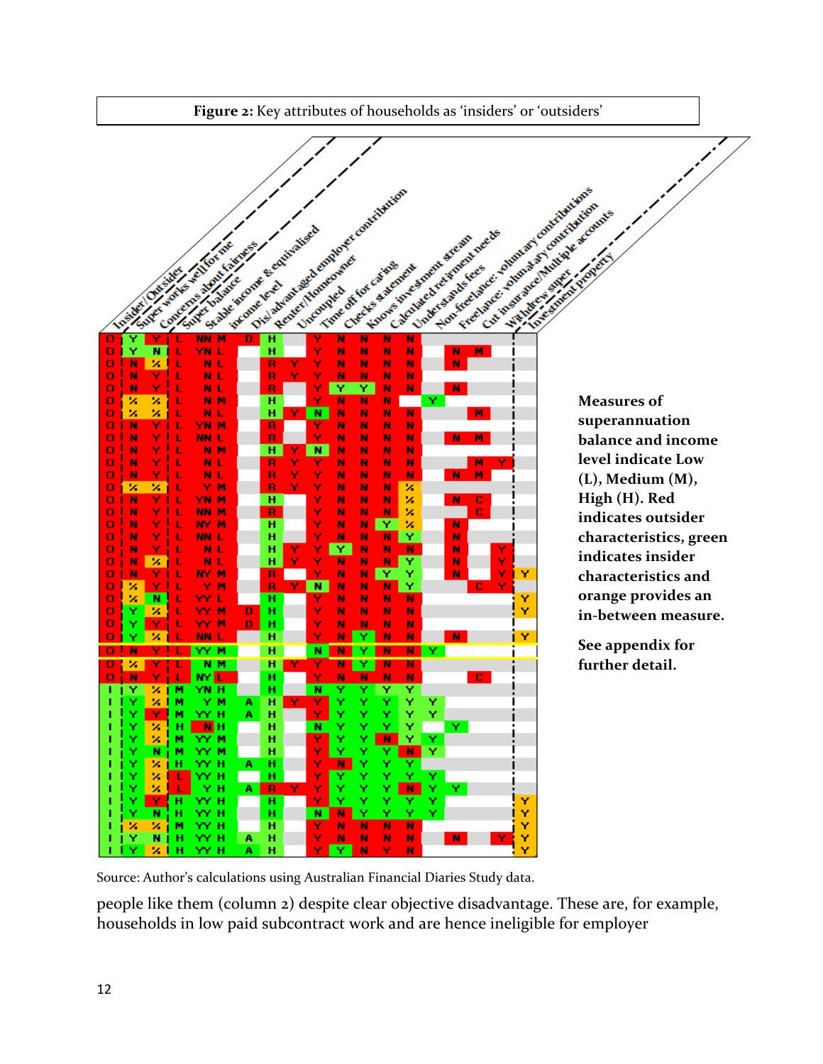**Figure 2:** Key attributes of households as 'insiders' or 'outsiders'

| Insider/Outsider | Super works well for me | Concerns about fairness | Super balance | Stable income & equivalised income level | Dis/advantaged employer contribution | Renter/Homeowner | Uncoupled | Time off for caring | Checks statement | Knows investment stream | Calculated retirement needs | Understands fees | Non-freelance: voluntary contributions | Freelance: voluntary contribution | Cut insurance/Multiple accounts | Withdrew super | Investment property |
|---|---|---|---|---|---|---|---|---|---|---|---|---|---|---|---|---|---|
| O | Y | Y | L | NN M | D | H | | Y | N | N | N | N | | N | M | | |
| O | Y | N | L | YN L | | H | | Y | N | N | N | N | | | | | |
| O | N | ½ | L | N L | | R | Y | Y | N | N | N | N | | N | | | |
| O | N | Y | L | N L | | R | Y | Y | N | N | N | N | | | | | |
| O | N | Y | L | N L | | R | | Y | Y | Y | N | N | | N | | | |
| O | ½ | ½ | L | N M | | H | | Y | N | N | N | | Y | | | | |
| O | ½ | ½ | L | N L | | H | Y | N | N | N | N | N | | | M | | |
| O | N | Y | L | YN M | | R | | Y | N | N | N | N | | | | | |
| O | N | Y | L | NN L | | R | | Y | N | N | N | N | | N | M | | |
| O | N | Y | L | N M | | H | Y | N | N | N | N | N | | | | | |
| O | N | Y | L | N L | | R | Y | Y | N | N | N | N | | | M | Y | |
| O | N | Y | L | N L | | R | Y | Y | N | N | N | N | | N | M | | |
| O | ½ | ½ | L | Y M | | R | Y | Y | N | N | N | ½ | | | | | |
| O | N | Y | L | YN M | | H | | Y | N | N | N | ½ | | N | C | | |
| O | N | Y | L | NN M | | R | | Y | N | N | N | ½ | | | C | | |
| O | N | Y | L | NY M | | H | | Y | N | N | Y | ½ | | N | | | |
| O | N | Y | L | NN L | | H | | Y | N | N | N | Y | | N | | | |
| O | N | Y | L | N L | | H | Y | Y | Y | N | N | N | | N | | Y | |
| O | N | ½ | L | N L | | H | Y | Y | N | N | N | Y | | N | | Y | |
| O | N | Y | L | NY M | | R | | Y | N | N | Y | Y | | N | | Y | Y |
| O | ½ | Y | L | Y M | | R | Y | N | N | N | N | Y | | | C | Y | |
| O | ½ | N | L | YY L | | H | | Y | N | N | N | N | | | | | Y |
| O | Y | ½ | L | YY M | D | H | | Y | N | N | N | N | | | | | Y |
| O | Y | Y | L | YY M | D | H | | Y | N | N | N | N | | | | | |
| O | Y | ½ | L | NN L | | H | | Y | N | Y | N | N | | N | | | Y |
| O | N | Y | L | YY M | | H | | N | N | Y | N | N | Y | | | | |
| O | ½ | Y | L | N M | | H | Y | Y | N | Y | N | N | | | | | |
| O | N | Y | L | NY L | | H | | Y | N | N | N | N | | | C | | |
| I | Y | ½ | M | YN H | | H | | N | Y | Y | Y | Y | | | | | |
| I | Y | ½ | M | Y M | A | H | Y | Y | Y | Y | Y | Y | Y | | | | |
| I | Y | Y | M | YY H | A | H | | Y | Y | Y | Y | Y | Y | | | | |
| I | Y | ½ | H | N H | | H | | N | Y | Y | Y | Y | | Y | | | |
| I | Y | ½ | M | YY M | | H | | Y | Y | Y | N | Y | Y | | | | |
| I | Y | N | M | YY M | | H | | Y | Y | Y | Y | N | Y | | | | |
| I | Y | ½ | H | YY H | A | H | | Y | N | Y | Y | Y | | | | | |
| I | Y | ½ | L | YY H | | H | | Y | Y | Y | Y | Y | Y | | | | |
| I | Y | ½ | L | Y H | A | R | Y | Y | Y | Y | Y | N | Y | Y | | | |
| I | Y | Y | H | YY H | | H | | Y | Y | Y | Y | Y | Y | | | | Y |
| I | Y | N | H | YY H | | H | | N | N | Y | Y | Y | Y | | | | Y |
| I | ½ | ½ | M | YY H | | H | | Y | N | N | N | N | | | | | Y |
| I | Y | N | H | YY H | A | H | | Y | N | N | N | N | | N | | Y | Y |
| I | Y | ½ | H | YY H | A | H | | Y | Y | N | Y | N | | | | | Y |

**Measures of superannuation balance and income level indicate Low (L), Medium (M), High (H). Red indicates outsider characteristics, green indicates insider characteristics and orange provides an in-between measure.**

**See appendix for further detail.**

Source: Author's calculations using Australian Financial Diaries Study data.

people like them (column 2) despite clear objective disadvantage. These are, for example, households in low paid subcontract work and are hence ineligible for employer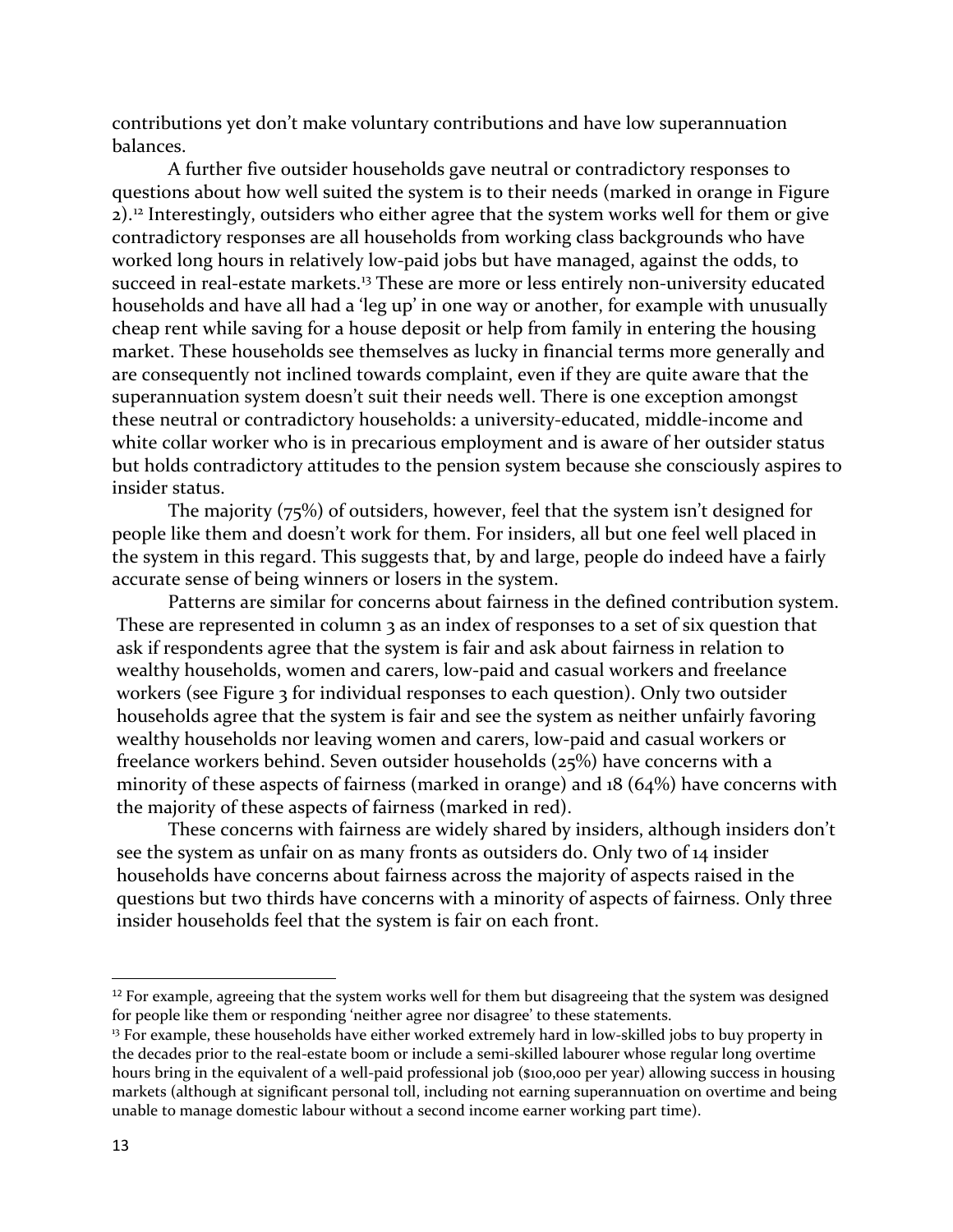contributions yet don't make voluntary contributions and have low superannuation balances.

A further five outsider households gave neutral or contradictory responses to questions about how well suited the system is to their needs (marked in orange in Figure 2).[12] Interestingly, outsiders who either agree that the system works well for them or give contradictory responses are all households from working class backgrounds who have worked long hours in relatively low-paid jobs but have managed, against the odds, to succeed in real-estate markets.[13] These are more or less entirely non-university educated households and have all had a 'leg up' in one way or another, for example with unusually cheap rent while saving for a house deposit or help from family in entering the housing market. These households see themselves as lucky in financial terms more generally and are consequently not inclined towards complaint, even if they are quite aware that the superannuation system doesn't suit their needs well. There is one exception amongst these neutral or contradictory households: a university-educated, middle-income and white collar worker who is in precarious employment and is aware of her outsider status but holds contradictory attitudes to the pension system because she consciously aspires to insider status.

The majority (75%) of outsiders, however, feel that the system isn't designed for people like them and doesn't work for them. For insiders, all but one feel well placed in the system in this regard. This suggests that, by and large, people do indeed have a fairly accurate sense of being winners or losers in the system.

Patterns are similar for concerns about fairness in the defined contribution system. These are represented in column 3 as an index of responses to a set of six question that ask if respondents agree that the system is fair and ask about fairness in relation to wealthy households, women and carers, low-paid and casual workers and freelance workers (see Figure 3 for individual responses to each question). Only two outsider households agree that the system is fair and see the system as neither unfairly favoring wealthy households nor leaving women and carers, low-paid and casual workers or freelance workers behind. Seven outsider households (25%) have concerns with a minority of these aspects of fairness (marked in orange) and 18 (64%) have concerns with the majority of these aspects of fairness (marked in red).

These concerns with fairness are widely shared by insiders, although insiders don't see the system as unfair on as many fronts as outsiders do. Only two of 14 insider households have concerns about fairness across the majority of aspects raised in the questions but two thirds have concerns with a minority of aspects of fairness. Only three insider households feel that the system is fair on each front.

[12] For example, agreeing that the system works well for them but disagreeing that the system was designed for people like them or responding 'neither agree nor disagree' to these statements.

[13] For example, these households have either worked extremely hard in low-skilled jobs to buy property in the decades prior to the real-estate boom or include a semi-skilled labourer whose regular long overtime hours bring in the equivalent of a well-paid professional job ($100,000 per year) allowing success in housing markets (although at significant personal toll, including not earning superannuation on overtime and being unable to manage domestic labour without a second income earner working part time).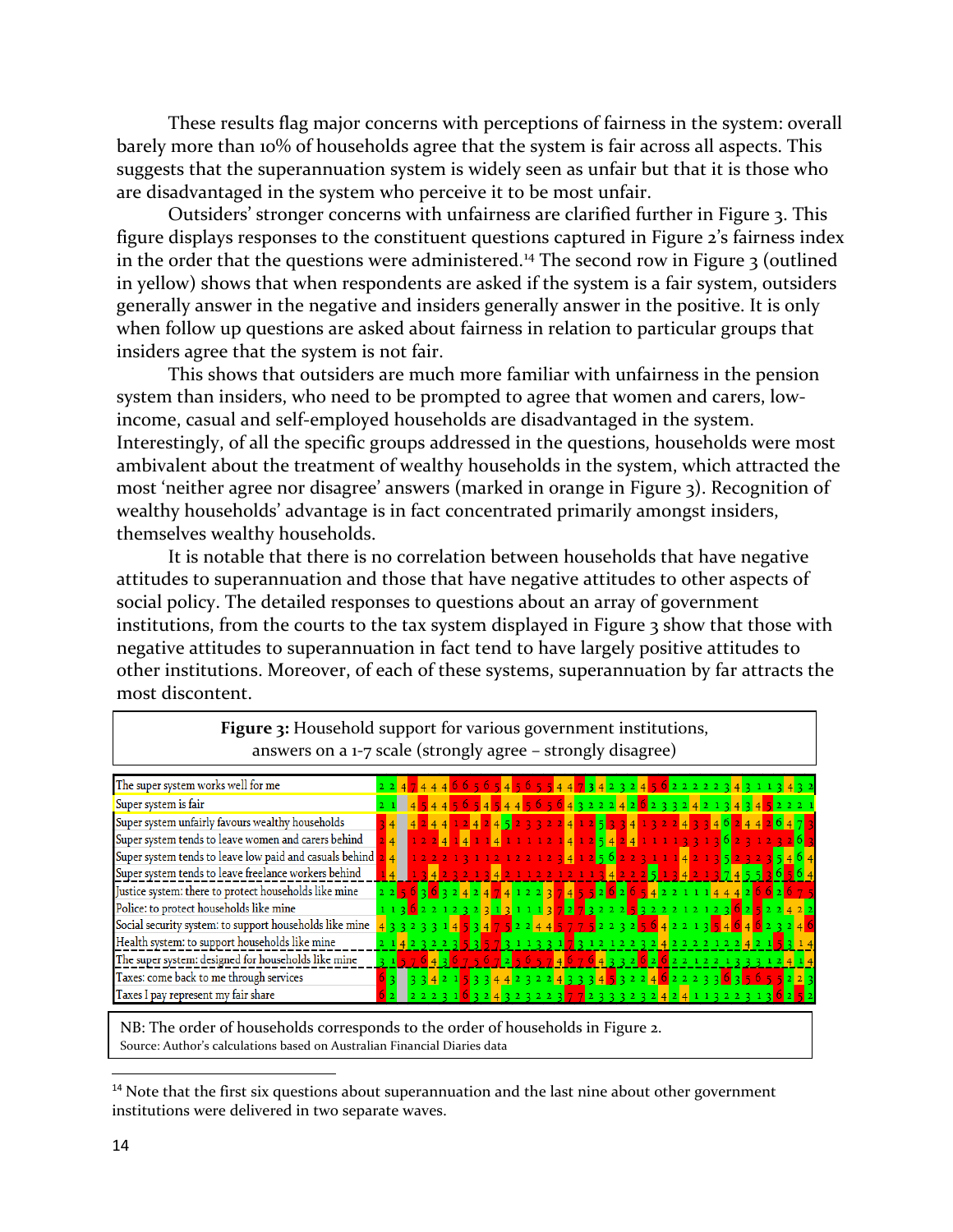These results flag major concerns with perceptions of fairness in the system: overall barely more than 10% of households agree that the system is fair across all aspects. This suggests that the superannuation system is widely seen as unfair but that it is those who are disadvantaged in the system who perceive it to be most unfair.

Outsiders' stronger concerns with unfairness are clarified further in Figure 3. This figure displays responses to the constituent questions captured in Figure 2's fairness index in the order that the questions were administered.[14] The second row in Figure 3 (outlined in yellow) shows that when respondents are asked if the system is a fair system, outsiders generally answer in the negative and insiders generally answer in the positive. It is only when follow up questions are asked about fairness in relation to particular groups that insiders agree that the system is not fair.

This shows that outsiders are much more familiar with unfairness in the pension system than insiders, who need to be prompted to agree that women and carers, low-income, casual and self-employed households are disadvantaged in the system. Interestingly, of all the specific groups addressed in the questions, households were most ambivalent about the treatment of wealthy households in the system, which attracted the most 'neither agree nor disagree' answers (marked in orange in Figure 3). Recognition of wealthy households' advantage is in fact concentrated primarily amongst insiders, themselves wealthy households.

It is notable that there is no correlation between households that have negative attitudes to superannuation and those that have negative attitudes to other aspects of social policy. The detailed responses to questions about an array of government institutions, from the courts to the tax system displayed in Figure 3 show that those with negative attitudes to superannuation in fact tend to have largely positive attitudes to other institutions. Moreover, of each of these systems, superannuation by far attracts the most discontent.

**Figure 3:** Household support for various government institutions, answers on a 1-7 scale (strongly agree – strongly disagree)

| Question |
|---|
| The super system works well for me |
| Super system is fair |
| Super system unfairly favours wealthy households |
| Super system tends to leave women and carers behind |
| Super system tends to leave low paid and casuals behind |
| Super system tends to leave freelance workers behind |
| Justice system: there to protect households like mine |
| Police: to protect households like mine |
| Social security system: to support households like mine |
| Health system: to support households like mine |
| The super system: designed for households like mine |
| Taxes: come back to me through services |
| Taxes I pay represent my fair share |

NB: The order of households corresponds to the order of households in Figure 2.
Source: Author's calculations based on Australian Financial Diaries data

[14] Note that the first six questions about superannuation and the last nine about other government institutions were delivered in two separate waves.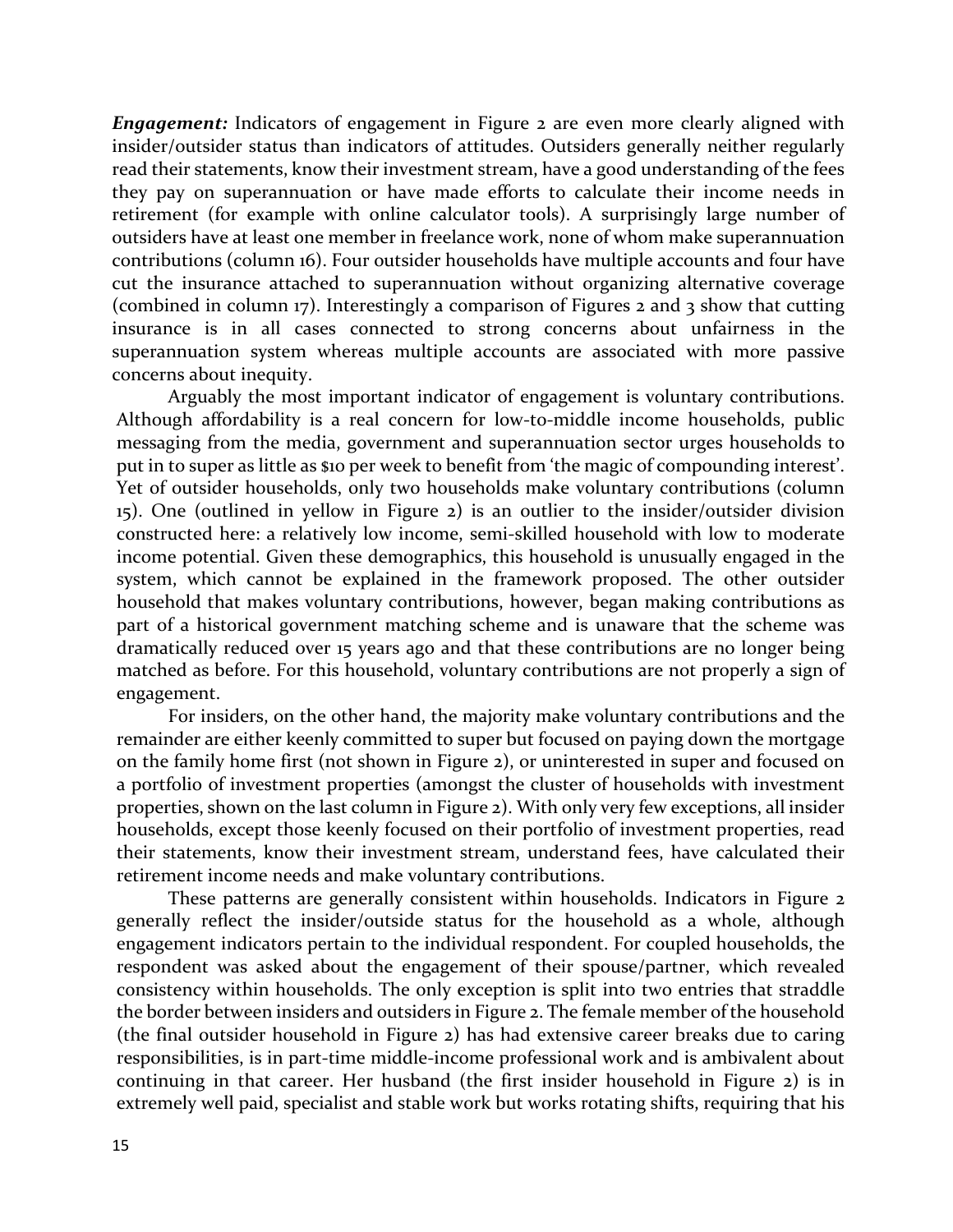***Engagement:*** Indicators of engagement in Figure 2 are even more clearly aligned with insider/outsider status than indicators of attitudes. Outsiders generally neither regularly read their statements, know their investment stream, have a good understanding of the fees they pay on superannuation or have made efforts to calculate their income needs in retirement (for example with online calculator tools). A surprisingly large number of outsiders have at least one member in freelance work, none of whom make superannuation contributions (column 16). Four outsider households have multiple accounts and four have cut the insurance attached to superannuation without organizing alternative coverage (combined in column 17). Interestingly a comparison of Figures 2 and 3 show that cutting insurance is in all cases connected to strong concerns about unfairness in the superannuation system whereas multiple accounts are associated with more passive concerns about inequity.

Arguably the most important indicator of engagement is voluntary contributions. Although affordability is a real concern for low-to-middle income households, public messaging from the media, government and superannuation sector urges households to put in to super as little as $10 per week to benefit from 'the magic of compounding interest'. Yet of outsider households, only two households make voluntary contributions (column 15). One (outlined in yellow in Figure 2) is an outlier to the insider/outsider division constructed here: a relatively low income, semi-skilled household with low to moderate income potential. Given these demographics, this household is unusually engaged in the system, which cannot be explained in the framework proposed. The other outsider household that makes voluntary contributions, however, began making contributions as part of a historical government matching scheme and is unaware that the scheme was dramatically reduced over 15 years ago and that these contributions are no longer being matched as before. For this household, voluntary contributions are not properly a sign of engagement.

For insiders, on the other hand, the majority make voluntary contributions and the remainder are either keenly committed to super but focused on paying down the mortgage on the family home first (not shown in Figure 2), or uninterested in super and focused on a portfolio of investment properties (amongst the cluster of households with investment properties, shown on the last column in Figure 2). With only very few exceptions, all insider households, except those keenly focused on their portfolio of investment properties, read their statements, know their investment stream, understand fees, have calculated their retirement income needs and make voluntary contributions.

These patterns are generally consistent within households. Indicators in Figure 2 generally reflect the insider/outside status for the household as a whole, although engagement indicators pertain to the individual respondent. For coupled households, the respondent was asked about the engagement of their spouse/partner, which revealed consistency within households. The only exception is split into two entries that straddle the border between insiders and outsiders in Figure 2. The female member of the household (the final outsider household in Figure 2) has had extensive career breaks due to caring responsibilities, is in part-time middle-income professional work and is ambivalent about continuing in that career. Her husband (the first insider household in Figure 2) is in extremely well paid, specialist and stable work but works rotating shifts, requiring that his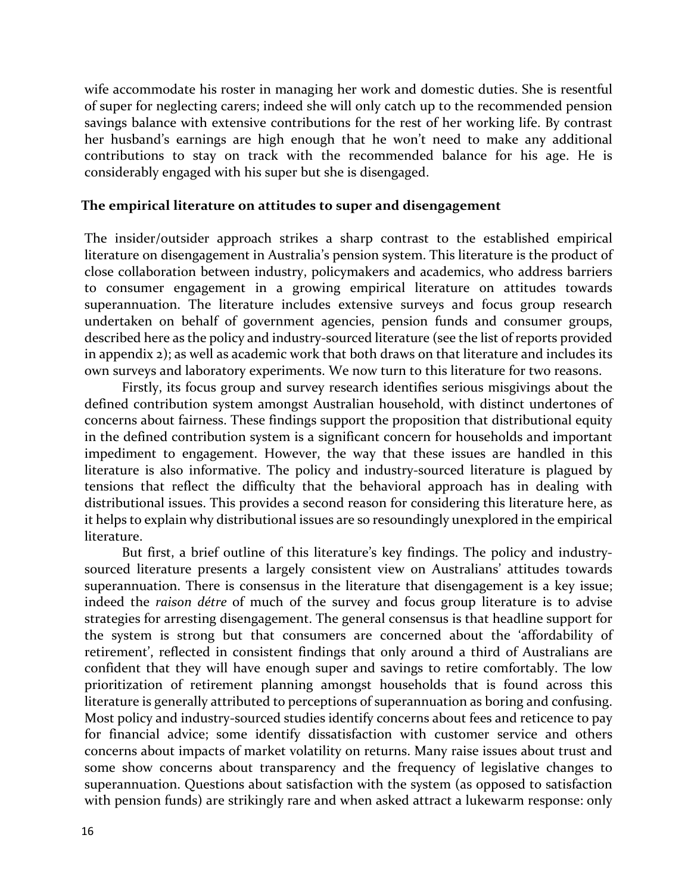wife accommodate his roster in managing her work and domestic duties. She is resentful of super for neglecting carers; indeed she will only catch up to the recommended pension savings balance with extensive contributions for the rest of her working life. By contrast her husband's earnings are high enough that he won't need to make any additional contributions to stay on track with the recommended balance for his age. He is considerably engaged with his super but she is disengaged.

## The empirical literature on attitudes to super and disengagement

The insider/outsider approach strikes a sharp contrast to the established empirical literature on disengagement in Australia's pension system. This literature is the product of close collaboration between industry, policymakers and academics, who address barriers to consumer engagement in a growing empirical literature on attitudes towards superannuation. The literature includes extensive surveys and focus group research undertaken on behalf of government agencies, pension funds and consumer groups, described here as the policy and industry-sourced literature (see the list of reports provided in appendix 2); as well as academic work that both draws on that literature and includes its own surveys and laboratory experiments. We now turn to this literature for two reasons.

Firstly, its focus group and survey research identifies serious misgivings about the defined contribution system amongst Australian household, with distinct undertones of concerns about fairness. These findings support the proposition that distributional equity in the defined contribution system is a significant concern for households and important impediment to engagement. However, the way that these issues are handled in this literature is also informative. The policy and industry-sourced literature is plagued by tensions that reflect the difficulty that the behavioral approach has in dealing with distributional issues. This provides a second reason for considering this literature here, as it helps to explain why distributional issues are so resoundingly unexplored in the empirical literature.

But first, a brief outline of this literature's key findings. The policy and industry-sourced literature presents a largely consistent view on Australians' attitudes towards superannuation. There is consensus in the literature that disengagement is a key issue; indeed the *raison détre* of much of the survey and focus group literature is to advise strategies for arresting disengagement. The general consensus is that headline support for the system is strong but that consumers are concerned about the 'affordability of retirement', reflected in consistent findings that only around a third of Australians are confident that they will have enough super and savings to retire comfortably. The low prioritization of retirement planning amongst households that is found across this literature is generally attributed to perceptions of superannuation as boring and confusing. Most policy and industry-sourced studies identify concerns about fees and reticence to pay for financial advice; some identify dissatisfaction with customer service and others concerns about impacts of market volatility on returns. Many raise issues about trust and some show concerns about transparency and the frequency of legislative changes to superannuation. Questions about satisfaction with the system (as opposed to satisfaction with pension funds) are strikingly rare and when asked attract a lukewarm response: only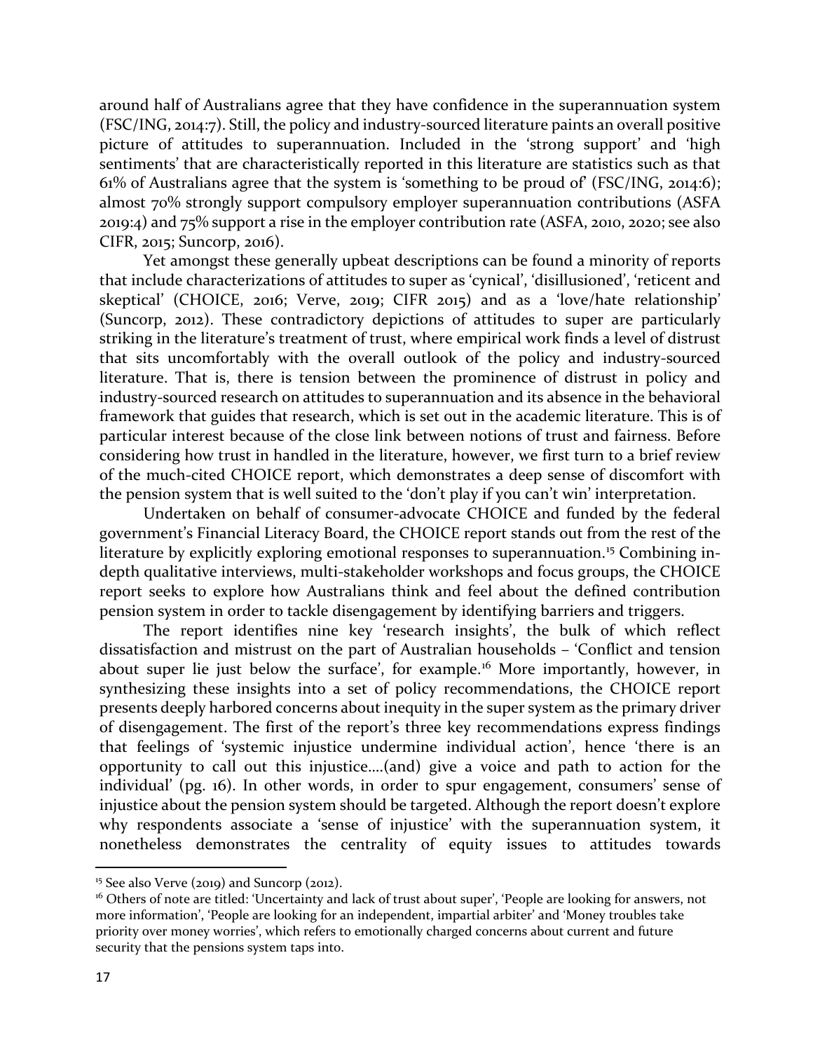around half of Australians agree that they have confidence in the superannuation system (FSC/ING, 2014:7). Still, the policy and industry-sourced literature paints an overall positive picture of attitudes to superannuation. Included in the 'strong support' and 'high sentiments' that are characteristically reported in this literature are statistics such as that 61% of Australians agree that the system is 'something to be proud of' (FSC/ING, 2014:6); almost 70% strongly support compulsory employer superannuation contributions (ASFA 2019:4) and 75% support a rise in the employer contribution rate (ASFA, 2010, 2020; see also CIFR, 2015; Suncorp, 2016).

Yet amongst these generally upbeat descriptions can be found a minority of reports that include characterizations of attitudes to super as 'cynical', 'disillusioned', 'reticent and skeptical' (CHOICE, 2016; Verve, 2019; CIFR 2015) and as a 'love/hate relationship' (Suncorp, 2012). These contradictory depictions of attitudes to super are particularly striking in the literature's treatment of trust, where empirical work finds a level of distrust that sits uncomfortably with the overall outlook of the policy and industry-sourced literature. That is, there is tension between the prominence of distrust in policy and industry-sourced research on attitudes to superannuation and its absence in the behavioral framework that guides that research, which is set out in the academic literature. This is of particular interest because of the close link between notions of trust and fairness. Before considering how trust in handled in the literature, however, we first turn to a brief review of the much-cited CHOICE report, which demonstrates a deep sense of discomfort with the pension system that is well suited to the 'don't play if you can't win' interpretation.

Undertaken on behalf of consumer-advocate CHOICE and funded by the federal government's Financial Literacy Board, the CHOICE report stands out from the rest of the literature by explicitly exploring emotional responses to superannuation.[15] Combining in-depth qualitative interviews, multi-stakeholder workshops and focus groups, the CHOICE report seeks to explore how Australians think and feel about the defined contribution pension system in order to tackle disengagement by identifying barriers and triggers.

The report identifies nine key 'research insights', the bulk of which reflect dissatisfaction and mistrust on the part of Australian households – 'Conflict and tension about super lie just below the surface', for example.[16] More importantly, however, in synthesizing these insights into a set of policy recommendations, the CHOICE report presents deeply harbored concerns about inequity in the super system as the primary driver of disengagement. The first of the report's three key recommendations express findings that feelings of 'systemic injustice undermine individual action', hence 'there is an opportunity to call out this injustice….(and) give a voice and path to action for the individual' (pg. 16). In other words, in order to spur engagement, consumers' sense of injustice about the pension system should be targeted. Although the report doesn't explore why respondents associate a 'sense of injustice' with the superannuation system, it nonetheless demonstrates the centrality of equity issues to attitudes towards

---

[15] See also Verve (2019) and Suncorp (2012).

[16] Others of note are titled: 'Uncertainty and lack of trust about super', 'People are looking for answers, not more information', 'People are looking for an independent, impartial arbiter' and 'Money troubles take priority over money worries', which refers to emotionally charged concerns about current and future security that the pensions system taps into.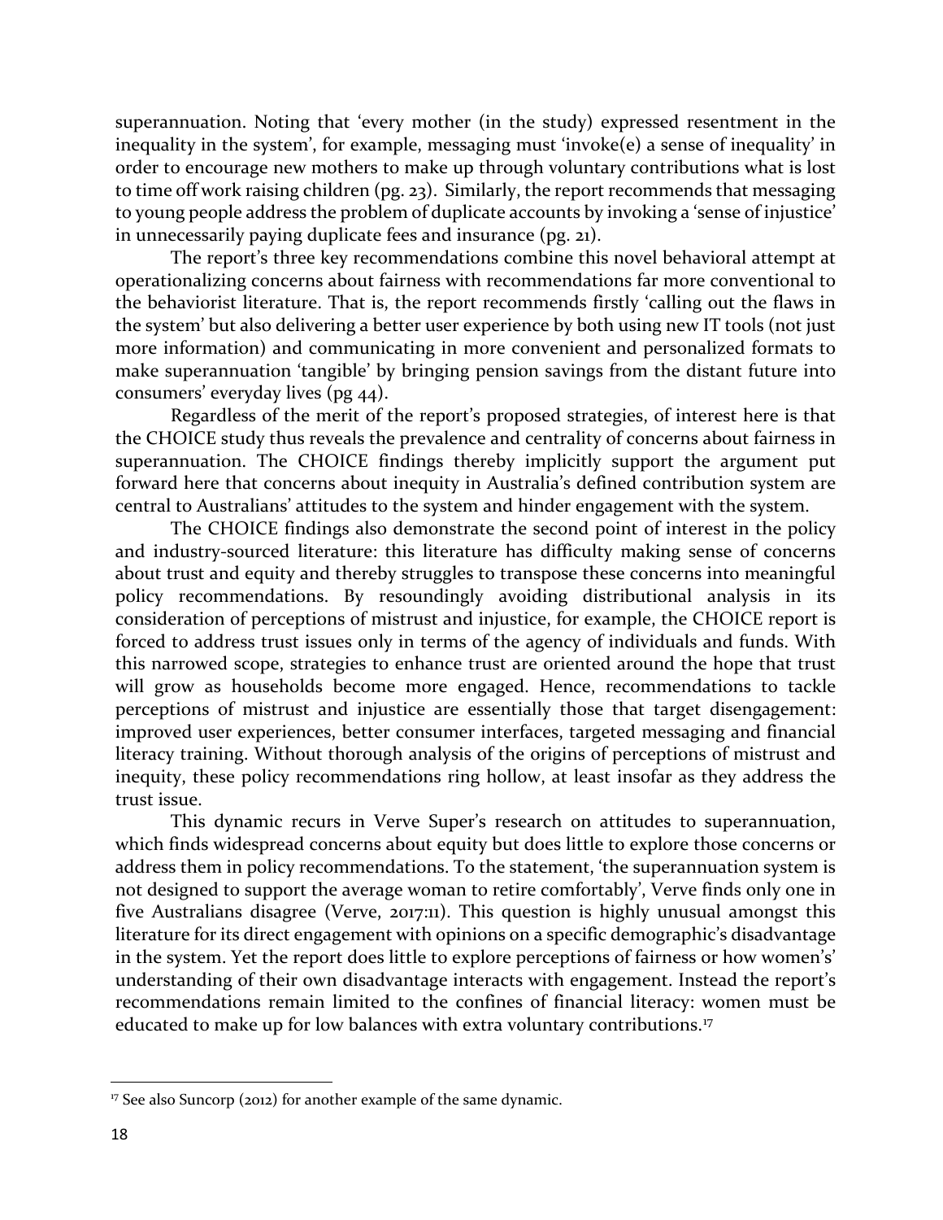superannuation. Noting that 'every mother (in the study) expressed resentment in the inequality in the system', for example, messaging must 'invoke(e) a sense of inequality' in order to encourage new mothers to make up through voluntary contributions what is lost to time off work raising children (pg. 23). Similarly, the report recommends that messaging to young people address the problem of duplicate accounts by invoking a 'sense of injustice' in unnecessarily paying duplicate fees and insurance (pg. 21).

The report's three key recommendations combine this novel behavioral attempt at operationalizing concerns about fairness with recommendations far more conventional to the behaviorist literature. That is, the report recommends firstly 'calling out the flaws in the system' but also delivering a better user experience by both using new IT tools (not just more information) and communicating in more convenient and personalized formats to make superannuation 'tangible' by bringing pension savings from the distant future into consumers' everyday lives (pg 44).

Regardless of the merit of the report's proposed strategies, of interest here is that the CHOICE study thus reveals the prevalence and centrality of concerns about fairness in superannuation. The CHOICE findings thereby implicitly support the argument put forward here that concerns about inequity in Australia's defined contribution system are central to Australians' attitudes to the system and hinder engagement with the system.

The CHOICE findings also demonstrate the second point of interest in the policy and industry-sourced literature: this literature has difficulty making sense of concerns about trust and equity and thereby struggles to transpose these concerns into meaningful policy recommendations. By resoundingly avoiding distributional analysis in its consideration of perceptions of mistrust and injustice, for example, the CHOICE report is forced to address trust issues only in terms of the agency of individuals and funds. With this narrowed scope, strategies to enhance trust are oriented around the hope that trust will grow as households become more engaged. Hence, recommendations to tackle perceptions of mistrust and injustice are essentially those that target disengagement: improved user experiences, better consumer interfaces, targeted messaging and financial literacy training. Without thorough analysis of the origins of perceptions of mistrust and inequity, these policy recommendations ring hollow, at least insofar as they address the trust issue.

This dynamic recurs in Verve Super's research on attitudes to superannuation, which finds widespread concerns about equity but does little to explore those concerns or address them in policy recommendations. To the statement, 'the superannuation system is not designed to support the average woman to retire comfortably', Verve finds only one in five Australians disagree (Verve, 2017:11). This question is highly unusual amongst this literature for its direct engagement with opinions on a specific demographic's disadvantage in the system. Yet the report does little to explore perceptions of fairness or how women's' understanding of their own disadvantage interacts with engagement. Instead the report's recommendations remain limited to the confines of financial literacy: women must be educated to make up for low balances with extra voluntary contributions.[17]

---

[17] See also Suncorp (2012) for another example of the same dynamic.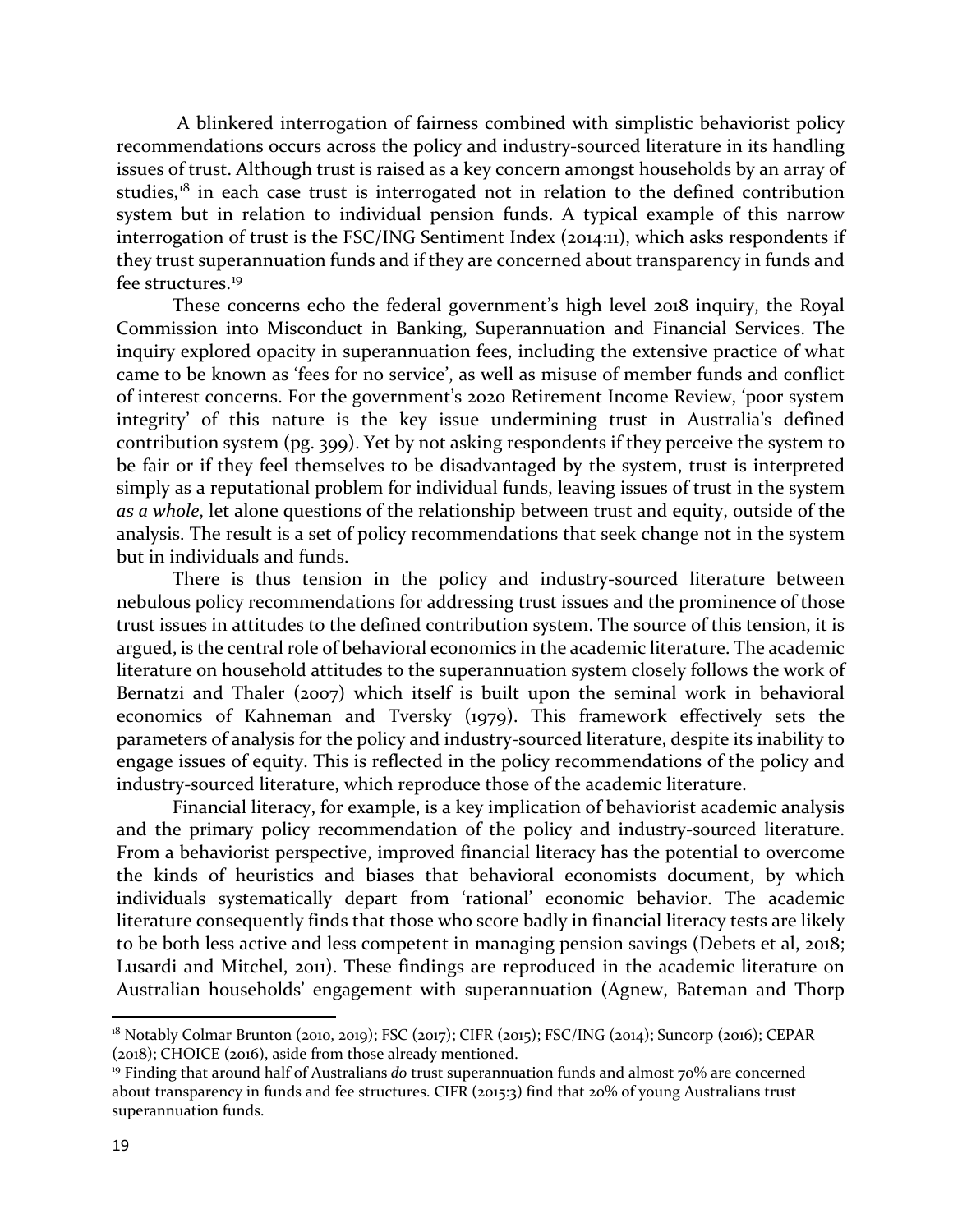A blinkered interrogation of fairness combined with simplistic behaviorist policy recommendations occurs across the policy and industry-sourced literature in its handling issues of trust. Although trust is raised as a key concern amongst households by an array of studies,[18] in each case trust is interrogated not in relation to the defined contribution system but in relation to individual pension funds. A typical example of this narrow interrogation of trust is the FSC/ING Sentiment Index (2014:11), which asks respondents if they trust superannuation funds and if they are concerned about transparency in funds and fee structures.[19]

These concerns echo the federal government's high level 2018 inquiry, the Royal Commission into Misconduct in Banking, Superannuation and Financial Services. The inquiry explored opacity in superannuation fees, including the extensive practice of what came to be known as 'fees for no service', as well as misuse of member funds and conflict of interest concerns. For the government's 2020 Retirement Income Review, 'poor system integrity' of this nature is the key issue undermining trust in Australia's defined contribution system (pg. 399). Yet by not asking respondents if they perceive the system to be fair or if they feel themselves to be disadvantaged by the system, trust is interpreted simply as a reputational problem for individual funds, leaving issues of trust in the system *as a whole*, let alone questions of the relationship between trust and equity, outside of the analysis. The result is a set of policy recommendations that seek change not in the system but in individuals and funds.

There is thus tension in the policy and industry-sourced literature between nebulous policy recommendations for addressing trust issues and the prominence of those trust issues in attitudes to the defined contribution system. The source of this tension, it is argued, is the central role of behavioral economics in the academic literature. The academic literature on household attitudes to the superannuation system closely follows the work of Bernatzi and Thaler (2007) which itself is built upon the seminal work in behavioral economics of Kahneman and Tversky (1979). This framework effectively sets the parameters of analysis for the policy and industry-sourced literature, despite its inability to engage issues of equity. This is reflected in the policy recommendations of the policy and industry-sourced literature, which reproduce those of the academic literature.

Financial literacy, for example, is a key implication of behaviorist academic analysis and the primary policy recommendation of the policy and industry-sourced literature. From a behaviorist perspective, improved financial literacy has the potential to overcome the kinds of heuristics and biases that behavioral economists document, by which individuals systematically depart from 'rational' economic behavior. The academic literature consequently finds that those who score badly in financial literacy tests are likely to be both less active and less competent in managing pension savings (Debets et al, 2018; Lusardi and Mitchel, 2011). These findings are reproduced in the academic literature on Australian households' engagement with superannuation (Agnew, Bateman and Thorp

---

[18] Notably Colmar Brunton (2010, 2019); FSC (2017); CIFR (2015); FSC/ING (2014); Suncorp (2016); CEPAR (2018); CHOICE (2016), aside from those already mentioned.

[19] Finding that around half of Australians *do* trust superannuation funds and almost 70% are concerned about transparency in funds and fee structures. CIFR (2015:3) find that 20% of young Australians trust superannuation funds.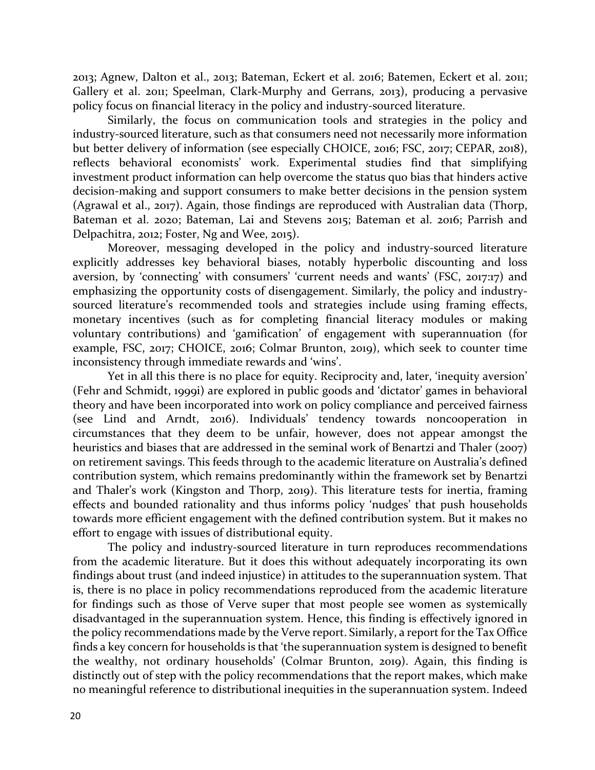2013; Agnew, Dalton et al., 2013; Bateman, Eckert et al. 2016; Batemen, Eckert et al. 2011; Gallery et al. 2011; Speelman, Clark-Murphy and Gerrans, 2013), producing a pervasive policy focus on financial literacy in the policy and industry-sourced literature.

Similarly, the focus on communication tools and strategies in the policy and industry-sourced literature, such as that consumers need not necessarily more information but better delivery of information (see especially CHOICE, 2016; FSC, 2017; CEPAR, 2018), reflects behavioral economists' work. Experimental studies find that simplifying investment product information can help overcome the status quo bias that hinders active decision-making and support consumers to make better decisions in the pension system (Agrawal et al., 2017). Again, those findings are reproduced with Australian data (Thorp, Bateman et al. 2020; Bateman, Lai and Stevens 2015; Bateman et al. 2016; Parrish and Delpachitra, 2012; Foster, Ng and Wee, 2015).

Moreover, messaging developed in the policy and industry-sourced literature explicitly addresses key behavioral biases, notably hyperbolic discounting and loss aversion, by 'connecting' with consumers' 'current needs and wants' (FSC, 2017:17) and emphasizing the opportunity costs of disengagement. Similarly, the policy and industry-sourced literature's recommended tools and strategies include using framing effects, monetary incentives (such as for completing financial literacy modules or making voluntary contributions) and 'gamification' of engagement with superannuation (for example, FSC, 2017; CHOICE, 2016; Colmar Brunton, 2019), which seek to counter time inconsistency through immediate rewards and 'wins'.

Yet in all this there is no place for equity. Reciprocity and, later, 'inequity aversion' (Fehr and Schmidt, 1999i) are explored in public goods and 'dictator' games in behavioral theory and have been incorporated into work on policy compliance and perceived fairness (see Lind and Arndt, 2016). Individuals' tendency towards noncooperation in circumstances that they deem to be unfair, however, does not appear amongst the heuristics and biases that are addressed in the seminal work of Benartzi and Thaler (2007) on retirement savings. This feeds through to the academic literature on Australia's defined contribution system, which remains predominantly within the framework set by Benartzi and Thaler's work (Kingston and Thorp, 2019). This literature tests for inertia, framing effects and bounded rationality and thus informs policy 'nudges' that push households towards more efficient engagement with the defined contribution system. But it makes no effort to engage with issues of distributional equity.

The policy and industry-sourced literature in turn reproduces recommendations from the academic literature. But it does this without adequately incorporating its own findings about trust (and indeed injustice) in attitudes to the superannuation system. That is, there is no place in policy recommendations reproduced from the academic literature for findings such as those of Verve super that most people see women as systemically disadvantaged in the superannuation system. Hence, this finding is effectively ignored in the policy recommendations made by the Verve report. Similarly, a report for the Tax Office finds a key concern for households is that 'the superannuation system is designed to benefit the wealthy, not ordinary households' (Colmar Brunton, 2019). Again, this finding is distinctly out of step with the policy recommendations that the report makes, which make no meaningful reference to distributional inequities in the superannuation system. Indeed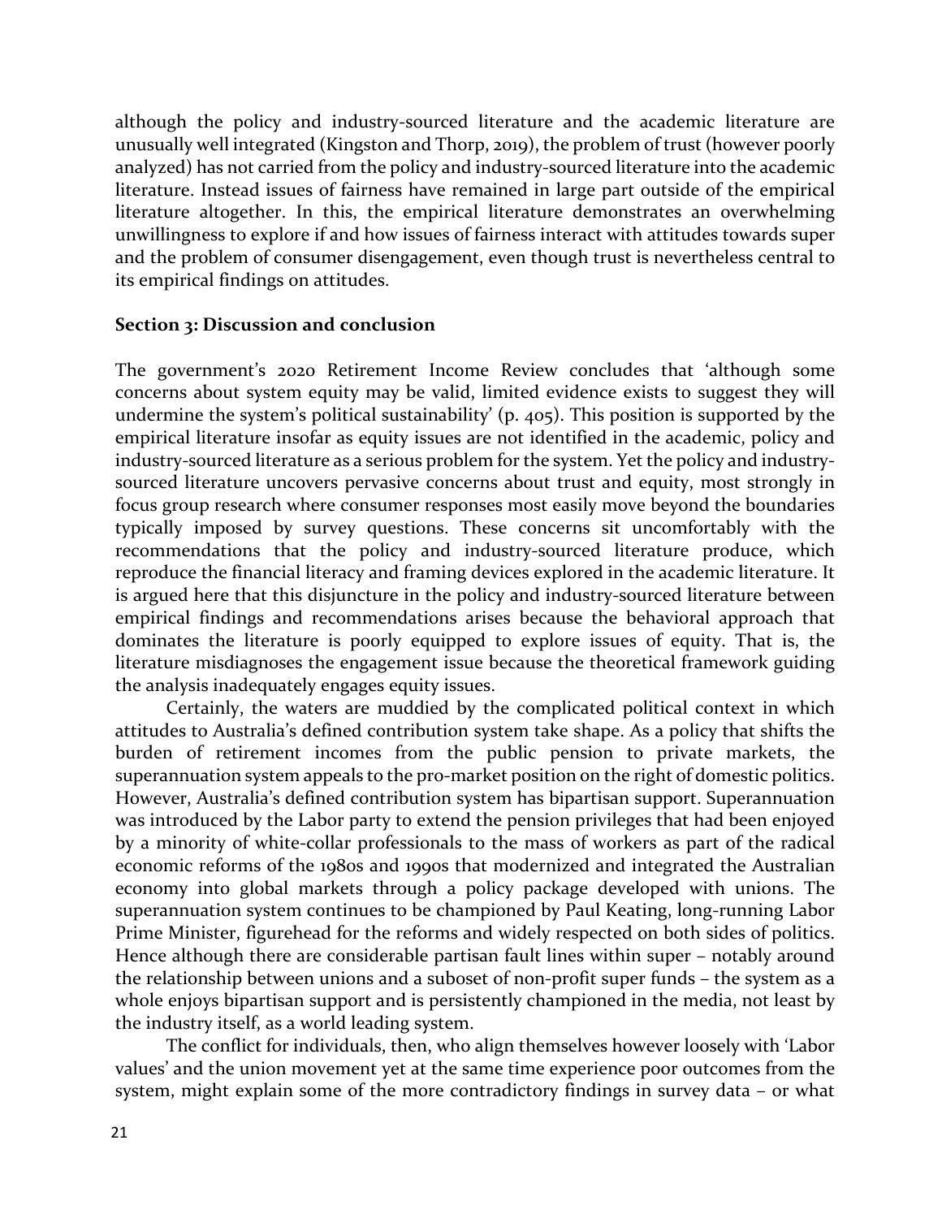although the policy and industry-sourced literature and the academic literature are unusually well integrated (Kingston and Thorp, 2019), the problem of trust (however poorly analyzed) has not carried from the policy and industry-sourced literature into the academic literature. Instead issues of fairness have remained in large part outside of the empirical literature altogether. In this, the empirical literature demonstrates an overwhelming unwillingness to explore if and how issues of fairness interact with attitudes towards super and the problem of consumer disengagement, even though trust is nevertheless central to its empirical findings on attitudes.

## Section 3: Discussion and conclusion

The government's 2020 Retirement Income Review concludes that 'although some concerns about system equity may be valid, limited evidence exists to suggest they will undermine the system's political sustainability' (p. 405). This position is supported by the empirical literature insofar as equity issues are not identified in the academic, policy and industry-sourced literature as a serious problem for the system. Yet the policy and industry-sourced literature uncovers pervasive concerns about trust and equity, most strongly in focus group research where consumer responses most easily move beyond the boundaries typically imposed by survey questions. These concerns sit uncomfortably with the recommendations that the policy and industry-sourced literature produce, which reproduce the financial literacy and framing devices explored in the academic literature. It is argued here that this disjuncture in the policy and industry-sourced literature between empirical findings and recommendations arises because the behavioral approach that dominates the literature is poorly equipped to explore issues of equity. That is, the literature misdiagnoses the engagement issue because the theoretical framework guiding the analysis inadequately engages equity issues.

Certainly, the waters are muddied by the complicated political context in which attitudes to Australia's defined contribution system take shape. As a policy that shifts the burden of retirement incomes from the public pension to private markets, the superannuation system appeals to the pro-market position on the right of domestic politics. However, Australia's defined contribution system has bipartisan support. Superannuation was introduced by the Labor party to extend the pension privileges that had been enjoyed by a minority of white-collar professionals to the mass of workers as part of the radical economic reforms of the 1980s and 1990s that modernized and integrated the Australian economy into global markets through a policy package developed with unions. The superannuation system continues to be championed by Paul Keating, long-running Labor Prime Minister, figurehead for the reforms and widely respected on both sides of politics. Hence although there are considerable partisan fault lines within super – notably around the relationship between unions and a suboset of non-profit super funds – the system as a whole enjoys bipartisan support and is persistently championed in the media, not least by the industry itself, as a world leading system.

The conflict for individuals, then, who align themselves however loosely with 'Labor values' and the union movement yet at the same time experience poor outcomes from the system, might explain some of the more contradictory findings in survey data – or what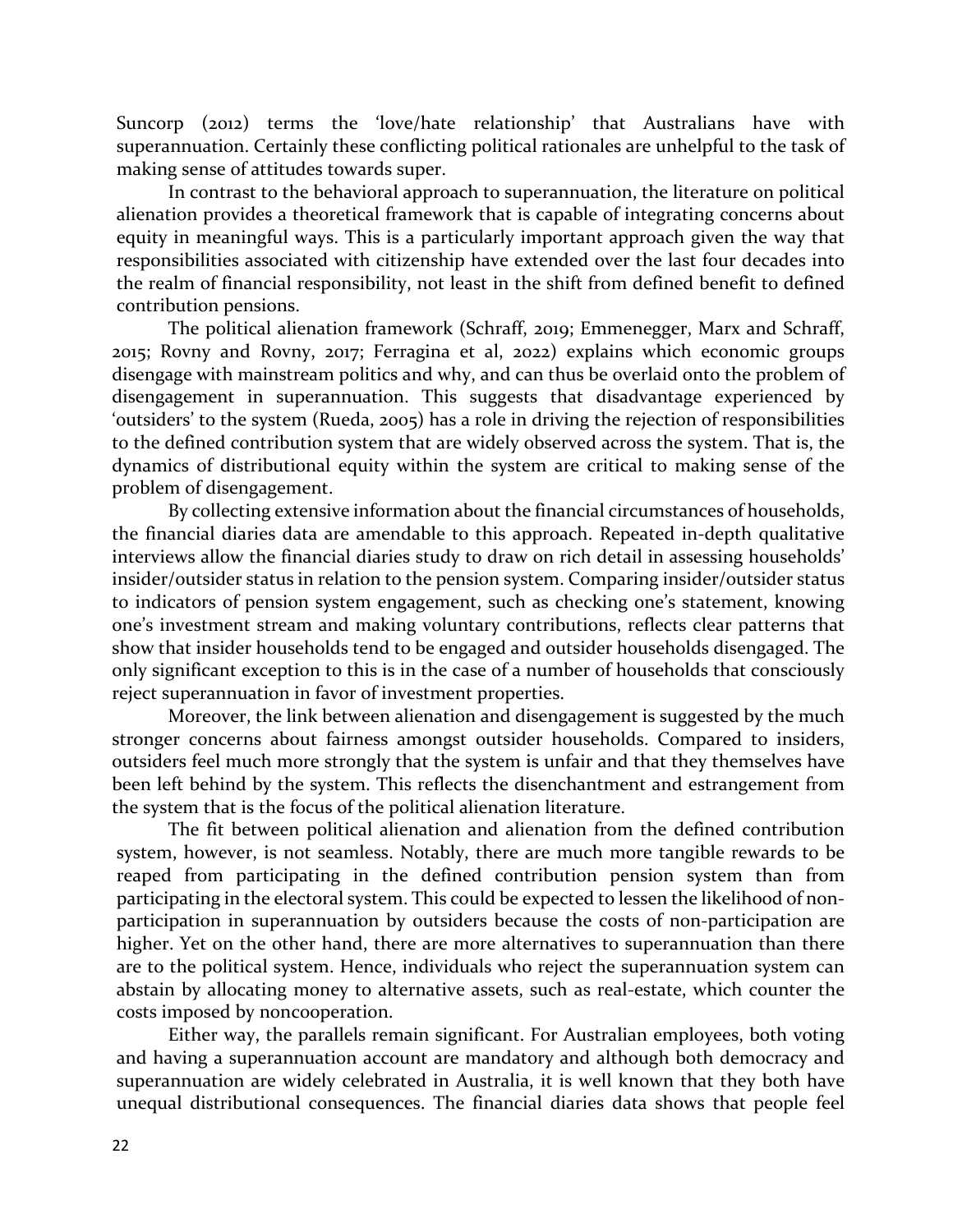Suncorp (2012) terms the 'love/hate relationship' that Australians have with superannuation. Certainly these conflicting political rationales are unhelpful to the task of making sense of attitudes towards super.

In contrast to the behavioral approach to superannuation, the literature on political alienation provides a theoretical framework that is capable of integrating concerns about equity in meaningful ways. This is a particularly important approach given the way that responsibilities associated with citizenship have extended over the last four decades into the realm of financial responsibility, not least in the shift from defined benefit to defined contribution pensions.

The political alienation framework (Schraff, 2019; Emmenegger, Marx and Schraff, 2015; Rovny and Rovny, 2017; Ferragina et al, 2022) explains which economic groups disengage with mainstream politics and why, and can thus be overlaid onto the problem of disengagement in superannuation. This suggests that disadvantage experienced by 'outsiders' to the system (Rueda, 2005) has a role in driving the rejection of responsibilities to the defined contribution system that are widely observed across the system. That is, the dynamics of distributional equity within the system are critical to making sense of the problem of disengagement.

By collecting extensive information about the financial circumstances of households, the financial diaries data are amendable to this approach. Repeated in-depth qualitative interviews allow the financial diaries study to draw on rich detail in assessing households' insider/outsider status in relation to the pension system. Comparing insider/outsider status to indicators of pension system engagement, such as checking one's statement, knowing one's investment stream and making voluntary contributions, reflects clear patterns that show that insider households tend to be engaged and outsider households disengaged. The only significant exception to this is in the case of a number of households that consciously reject superannuation in favor of investment properties.

Moreover, the link between alienation and disengagement is suggested by the much stronger concerns about fairness amongst outsider households. Compared to insiders, outsiders feel much more strongly that the system is unfair and that they themselves have been left behind by the system. This reflects the disenchantment and estrangement from the system that is the focus of the political alienation literature.

The fit between political alienation and alienation from the defined contribution system, however, is not seamless. Notably, there are much more tangible rewards to be reaped from participating in the defined contribution pension system than from participating in the electoral system. This could be expected to lessen the likelihood of non-participation in superannuation by outsiders because the costs of non-participation are higher. Yet on the other hand, there are more alternatives to superannuation than there are to the political system. Hence, individuals who reject the superannuation system can abstain by allocating money to alternative assets, such as real-estate, which counter the costs imposed by noncooperation.

Either way, the parallels remain significant. For Australian employees, both voting and having a superannuation account are mandatory and although both democracy and superannuation are widely celebrated in Australia, it is well known that they both have unequal distributional consequences. The financial diaries data shows that people feel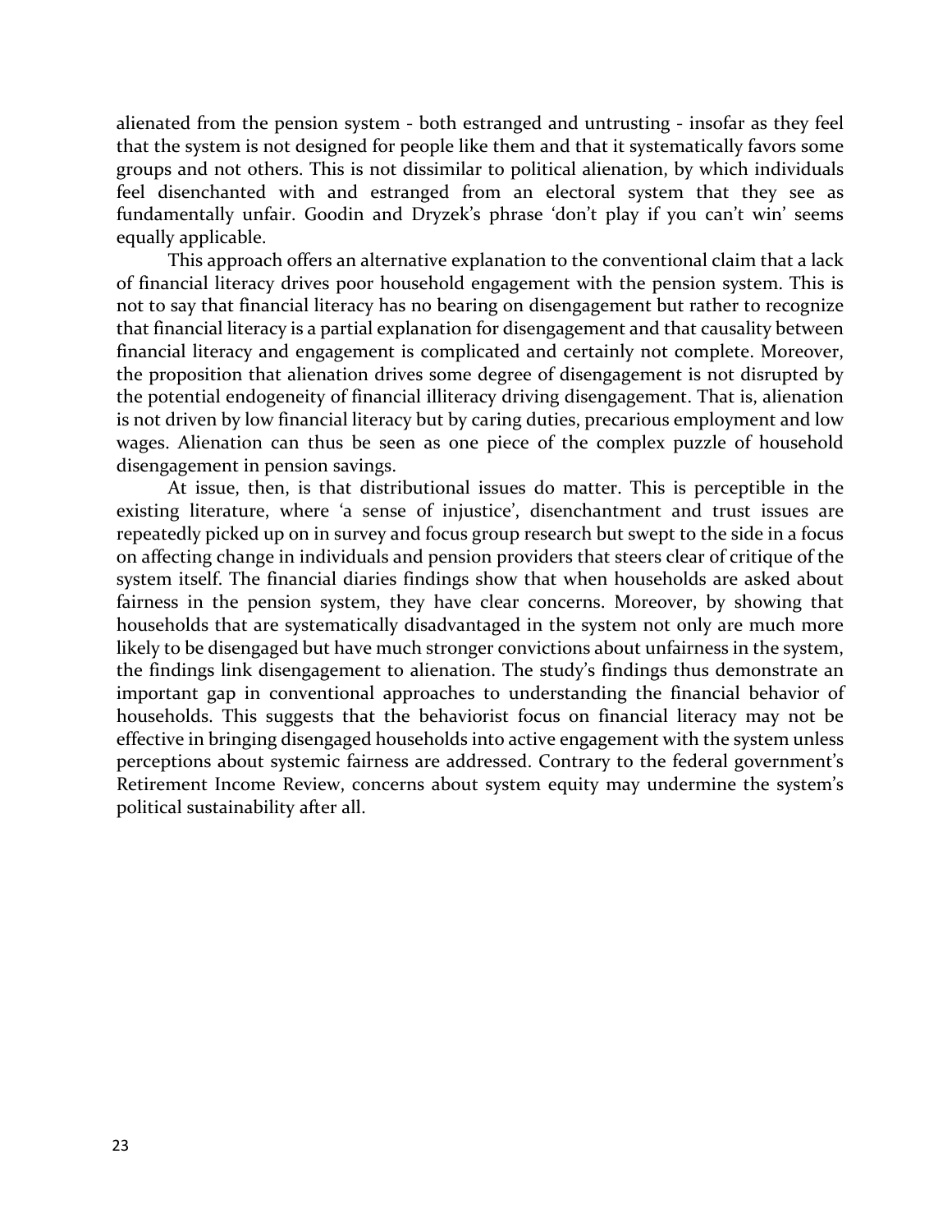alienated from the pension system - both estranged and untrusting - insofar as they feel that the system is not designed for people like them and that it systematically favors some groups and not others. This is not dissimilar to political alienation, by which individuals feel disenchanted with and estranged from an electoral system that they see as fundamentally unfair. Goodin and Dryzek's phrase 'don't play if you can't win' seems equally applicable.

This approach offers an alternative explanation to the conventional claim that a lack of financial literacy drives poor household engagement with the pension system. This is not to say that financial literacy has no bearing on disengagement but rather to recognize that financial literacy is a partial explanation for disengagement and that causality between financial literacy and engagement is complicated and certainly not complete. Moreover, the proposition that alienation drives some degree of disengagement is not disrupted by the potential endogeneity of financial illiteracy driving disengagement. That is, alienation is not driven by low financial literacy but by caring duties, precarious employment and low wages. Alienation can thus be seen as one piece of the complex puzzle of household disengagement in pension savings.

At issue, then, is that distributional issues do matter. This is perceptible in the existing literature, where 'a sense of injustice', disenchantment and trust issues are repeatedly picked up on in survey and focus group research but swept to the side in a focus on affecting change in individuals and pension providers that steers clear of critique of the system itself. The financial diaries findings show that when households are asked about fairness in the pension system, they have clear concerns. Moreover, by showing that households that are systematically disadvantaged in the system not only are much more likely to be disengaged but have much stronger convictions about unfairness in the system, the findings link disengagement to alienation. The study's findings thus demonstrate an important gap in conventional approaches to understanding the financial behavior of households. This suggests that the behaviorist focus on financial literacy may not be effective in bringing disengaged households into active engagement with the system unless perceptions about systemic fairness are addressed. Contrary to the federal government's Retirement Income Review, concerns about system equity may undermine the system's political sustainability after all.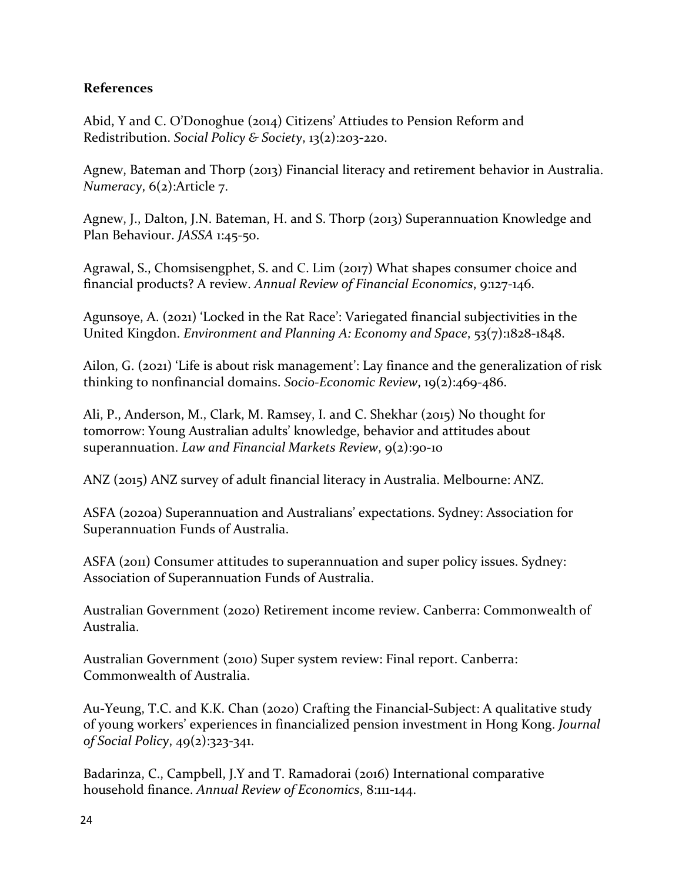**References**

Abid, Y and C. O'Donoghue (2014) Citizens' Attiudes to Pension Reform and Redistribution. *Social Policy & Society*, 13(2):203-220.

Agnew, Bateman and Thorp (2013) Financial literacy and retirement behavior in Australia. *Numeracy*, 6(2):Article 7.

Agnew, J., Dalton, J.N. Bateman, H. and S. Thorp (2013) Superannuation Knowledge and Plan Behaviour. *JASSA* 1:45-50.

Agrawal, S., Chomsisengphet, S. and C. Lim (2017) What shapes consumer choice and financial products? A review. *Annual Review of Financial Economics*, 9:127-146.

Agunsoye, A. (2021) 'Locked in the Rat Race': Variegated financial subjectivities in the United Kingdon. *Environment and Planning A: Economy and Space*, 53(7):1828-1848.

Ailon, G. (2021) 'Life is about risk management': Lay finance and the generalization of risk thinking to nonfinancial domains. *Socio-Economic Review*, 19(2):469-486.

Ali, P., Anderson, M., Clark, M. Ramsey, I. and C. Shekhar (2015) No thought for tomorrow: Young Australian adults' knowledge, behavior and attitudes about superannuation. *Law and Financial Markets Review*, 9(2):90-10

ANZ (2015) ANZ survey of adult financial literacy in Australia. Melbourne: ANZ.

ASFA (2020a) Superannuation and Australians' expectations. Sydney: Association for Superannuation Funds of Australia.

ASFA (2011) Consumer attitudes to superannuation and super policy issues. Sydney: Association of Superannuation Funds of Australia.

Australian Government (2020) Retirement income review. Canberra: Commonwealth of Australia.

Australian Government (2010) Super system review: Final report. Canberra: Commonwealth of Australia.

Au-Yeung, T.C. and K.K. Chan (2020) Crafting the Financial-Subject: A qualitative study of young workers' experiences in financialized pension investment in Hong Kong. *Journal of Social Policy*, 49(2):323-341.

Badarinza, C., Campbell, J.Y and T. Ramadorai (2016) International comparative household finance. *Annual Review of Economics*, 8:111-144.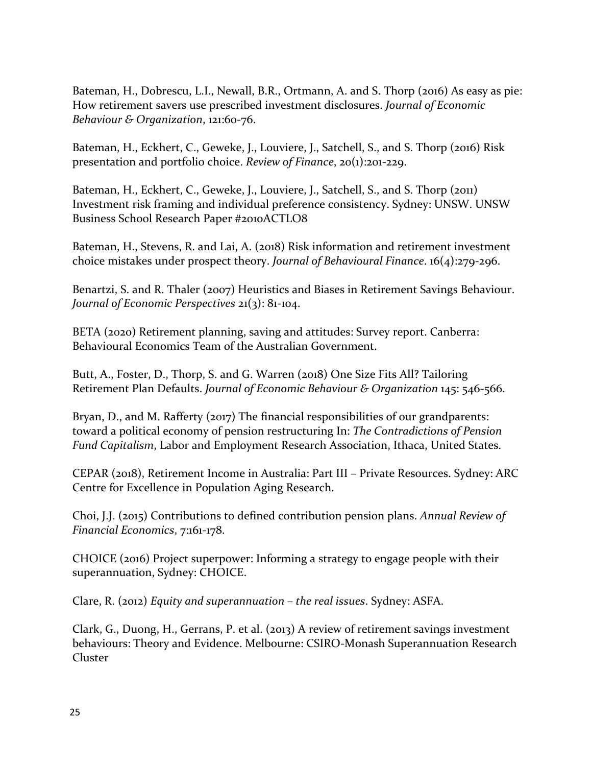Bateman, H., Dobrescu, L.I., Newall, B.R., Ortmann, A. and S. Thorp (2016) As easy as pie: How retirement savers use prescribed investment disclosures. *Journal of Economic Behaviour & Organization*, 121:60-76.

Bateman, H., Eckhert, C., Geweke, J., Louviere, J., Satchell, S., and S. Thorp (2016) Risk presentation and portfolio choice. *Review of Finance*, 20(1):201-229.

Bateman, H., Eckhert, C., Geweke, J., Louviere, J., Satchell, S., and S. Thorp (2011) Investment risk framing and individual preference consistency. Sydney: UNSW. UNSW Business School Research Paper #2010ACTLO8

Bateman, H., Stevens, R. and Lai, A. (2018) Risk information and retirement investment choice mistakes under prospect theory. *Journal of Behavioural Finance*. 16(4):279-296.

Benartzi, S. and R. Thaler (2007) Heuristics and Biases in Retirement Savings Behaviour. *Journal of Economic Perspectives* 21(3): 81-104.

BETA (2020) Retirement planning, saving and attitudes: Survey report. Canberra: Behavioural Economics Team of the Australian Government.

Butt, A., Foster, D., Thorp, S. and G. Warren (2018) One Size Fits All? Tailoring Retirement Plan Defaults. *Journal of Economic Behaviour & Organization* 145: 546-566.

Bryan, D., and M. Rafferty (2017) The financial responsibilities of our grandparents: toward a political economy of pension restructuring In: *The Contradictions of Pension Fund Capitalism*, Labor and Employment Research Association, Ithaca, United States.

CEPAR (2018), Retirement Income in Australia: Part III – Private Resources. Sydney: ARC Centre for Excellence in Population Aging Research.

Choi, J.J. (2015) Contributions to defined contribution pension plans. *Annual Review of Financial Economics*, 7:161-178.

CHOICE (2016) Project superpower: Informing a strategy to engage people with their superannuation, Sydney: CHOICE.

Clare, R. (2012) *Equity and superannuation – the real issues*. Sydney: ASFA.

Clark, G., Duong, H., Gerrans, P. et al. (2013) A review of retirement savings investment behaviours: Theory and Evidence. Melbourne: CSIRO-Monash Superannuation Research Cluster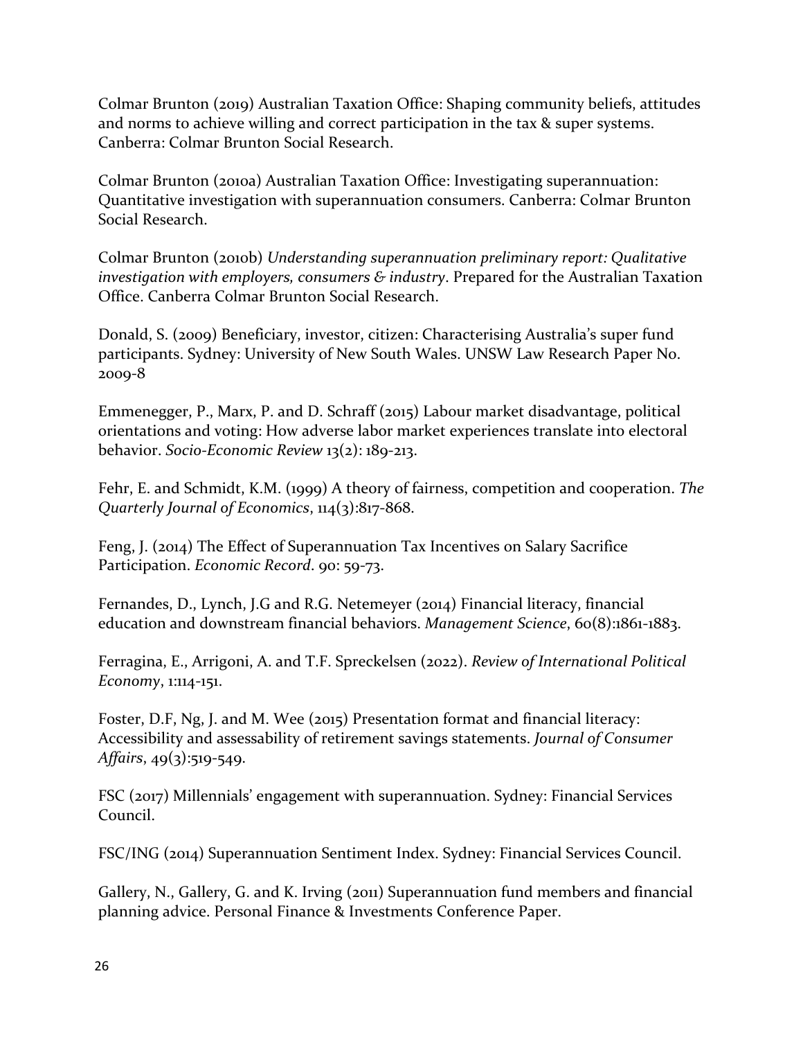Colmar Brunton (2019) Australian Taxation Office: Shaping community beliefs, attitudes and norms to achieve willing and correct participation in the tax & super systems. Canberra: Colmar Brunton Social Research.

Colmar Brunton (2010a) Australian Taxation Office: Investigating superannuation: Quantitative investigation with superannuation consumers. Canberra: Colmar Brunton Social Research.

Colmar Brunton (2010b) *Understanding superannuation preliminary report: Qualitative investigation with employers, consumers & industry*. Prepared for the Australian Taxation Office. Canberra Colmar Brunton Social Research.

Donald, S. (2009) Beneficiary, investor, citizen: Characterising Australia's super fund participants. Sydney: University of New South Wales. UNSW Law Research Paper No. 2009-8

Emmenegger, P., Marx, P. and D. Schraff (2015) Labour market disadvantage, political orientations and voting: How adverse labor market experiences translate into electoral behavior. *Socio-Economic Review* 13(2): 189-213.

Fehr, E. and Schmidt, K.M. (1999) A theory of fairness, competition and cooperation. *The Quarterly Journal of Economics*, 114(3):817-868.

Feng, J. (2014) The Effect of Superannuation Tax Incentives on Salary Sacrifice Participation. *Economic Record*. 90: 59-73.

Fernandes, D., Lynch, J.G and R.G. Netemeyer (2014) Financial literacy, financial education and downstream financial behaviors. *Management Science*, 60(8):1861-1883.

Ferragina, E., Arrigoni, A. and T.F. Spreckelsen (2022). *Review of International Political Economy*, 1:114-151.

Foster, D.F, Ng, J. and M. Wee (2015) Presentation format and financial literacy: Accessibility and assessability of retirement savings statements. *Journal of Consumer Affairs*, 49(3):519-549.

FSC (2017) Millennials' engagement with superannuation. Sydney: Financial Services Council.

FSC/ING (2014) Superannuation Sentiment Index. Sydney: Financial Services Council.

Gallery, N., Gallery, G. and K. Irving (2011) Superannuation fund members and financial planning advice. Personal Finance & Investments Conference Paper.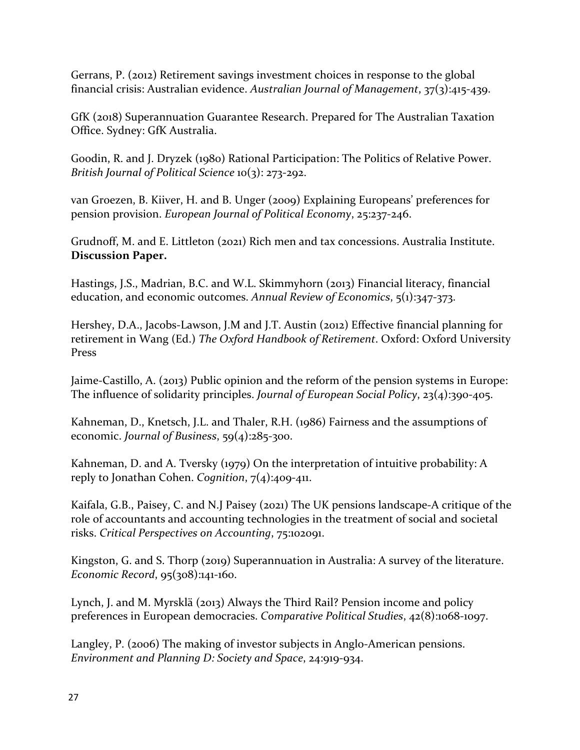Gerrans, P. (2012) Retirement savings investment choices in response to the global financial crisis: Australian evidence. *Australian Journal of Management*, 37(3):415-439.

GfK (2018) Superannuation Guarantee Research. Prepared for The Australian Taxation Office. Sydney: GfK Australia.

Goodin, R. and J. Dryzek (1980) Rational Participation: The Politics of Relative Power. *British Journal of Political Science* 10(3): 273-292.

van Groezen, B. Kiiver, H. and B. Unger (2009) Explaining Europeans' preferences for pension provision. *European Journal of Political Economy*, 25:237-246.

Grudnoff, M. and E. Littleton (2021) Rich men and tax concessions. Australia Institute. **Discussion Paper.**

Hastings, J.S., Madrian, B.C. and W.L. Skimmyhorn (2013) Financial literacy, financial education, and economic outcomes. *Annual Review of Economics*, 5(1):347-373.

Hershey, D.A., Jacobs-Lawson, J.M and J.T. Austin (2012) Effective financial planning for retirement in Wang (Ed.) *The Oxford Handbook of Retirement*. Oxford: Oxford University Press

Jaime-Castillo, A. (2013) Public opinion and the reform of the pension systems in Europe: The influence of solidarity principles. *Journal of European Social Policy*, 23(4):390-405.

Kahneman, D., Knetsch, J.L. and Thaler, R.H. (1986) Fairness and the assumptions of economic. *Journal of Business*, 59(4):285-300.

Kahneman, D. and A. Tversky (1979) On the interpretation of intuitive probability: A reply to Jonathan Cohen. *Cognition*, 7(4):409-411.

Kaifala, G.B., Paisey, C. and N.J Paisey (2021) The UK pensions landscape-A critique of the role of accountants and accounting technologies in the treatment of social and societal risks. *Critical Perspectives on Accounting*, 75:102091.

Kingston, G. and S. Thorp (2019) Superannuation in Australia: A survey of the literature. *Economic Record*, 95(308):141-160.

Lynch, J. and M. Myrsklä (2013) Always the Third Rail? Pension income and policy preferences in European democracies. *Comparative Political Studies*, 42(8):1068-1097.

Langley, P. (2006) The making of investor subjects in Anglo-American pensions. *Environment and Planning D: Society and Space*, 24:919-934.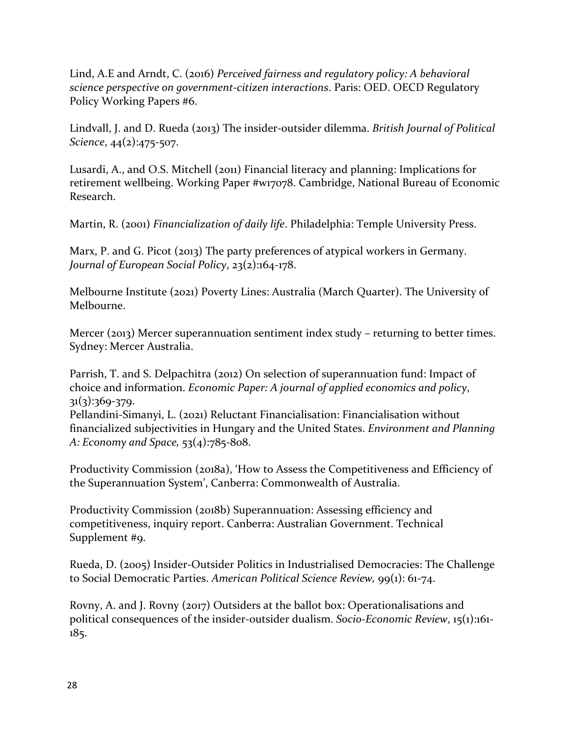Lind, A.E and Arndt, C. (2016) *Perceived fairness and regulatory policy: A behavioral science perspective on government-citizen interactions*. Paris: OED. OECD Regulatory Policy Working Papers #6.

Lindvall, J. and D. Rueda (2013) The insider-outsider dilemma. *British Journal of Political Science*, 44(2):475-507.

Lusardi, A., and O.S. Mitchell (2011) Financial literacy and planning: Implications for retirement wellbeing. Working Paper #w17078. Cambridge, National Bureau of Economic Research.

Martin, R. (2001) *Financialization of daily life*. Philadelphia: Temple University Press.

Marx, P. and G. Picot (2013) The party preferences of atypical workers in Germany. *Journal of European Social Policy*, 23(2):164-178.

Melbourne Institute (2021) Poverty Lines: Australia (March Quarter). The University of Melbourne.

Mercer (2013) Mercer superannuation sentiment index study – returning to better times. Sydney: Mercer Australia.

Parrish, T. and S. Delpachitra (2012) On selection of superannuation fund: Impact of choice and information. *Economic Paper: A journal of applied economics and policy*, 31(3):369-379.

Pellandini-Simanyi, L. (2021) Reluctant Financialisation: Financialisation without financialized subjectivities in Hungary and the United States. *Environment and Planning A: Economy and Space,* 53(4):785-808.

Productivity Commission (2018a), 'How to Assess the Competitiveness and Efficiency of the Superannuation System', Canberra: Commonwealth of Australia.

Productivity Commission (2018b) Superannuation: Assessing efficiency and competitiveness, inquiry report. Canberra: Australian Government. Technical Supplement #9.

Rueda, D. (2005) Insider-Outsider Politics in Industrialised Democracies: The Challenge to Social Democratic Parties. *American Political Science Review,* 99(1): 61-74.

Rovny, A. and J. Rovny (2017) Outsiders at the ballot box: Operationalisations and political consequences of the insider-outsider dualism. *Socio-Economic Review*, 15(1):161-185.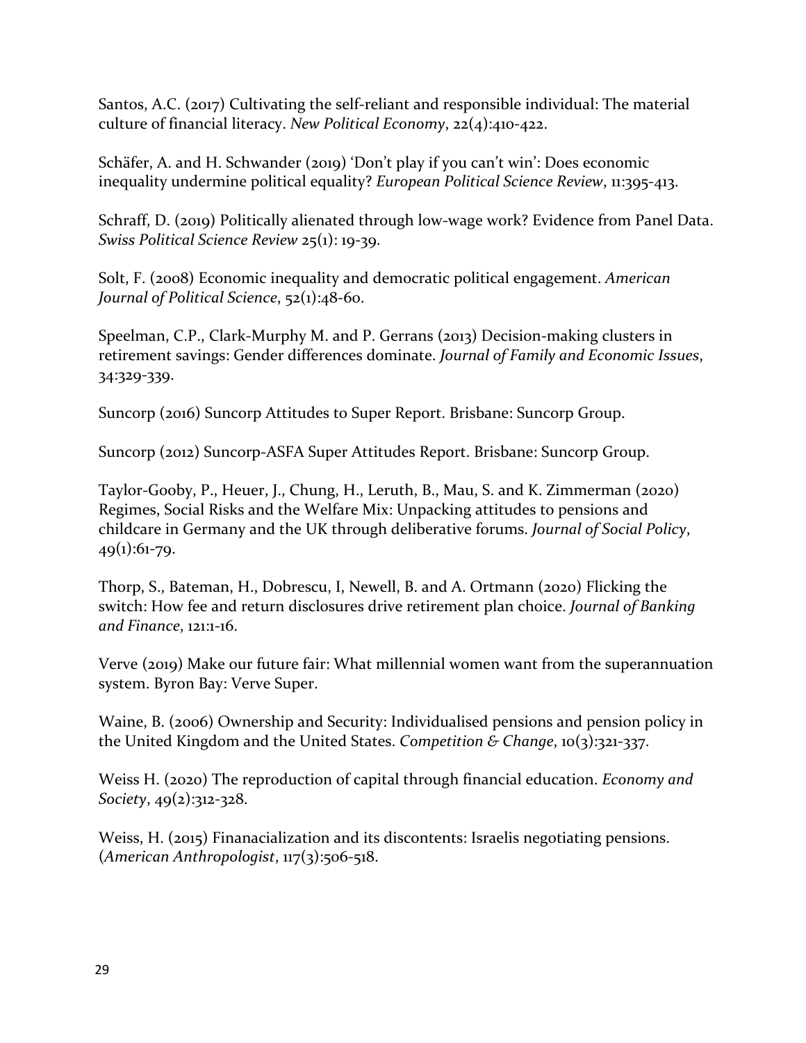Santos, A.C. (2017) Cultivating the self-reliant and responsible individual: The material culture of financial literacy. *New Political Economy*, 22(4):410-422.

Schäfer, A. and H. Schwander (2019) 'Don't play if you can't win': Does economic inequality undermine political equality? *European Political Science Review*, 11:395-413.

Schraff, D. (2019) Politically alienated through low-wage work? Evidence from Panel Data. *Swiss Political Science Review* 25(1): 19-39.

Solt, F. (2008) Economic inequality and democratic political engagement. *American Journal of Political Science*, 52(1):48-60.

Speelman, C.P., Clark-Murphy M. and P. Gerrans (2013) Decision-making clusters in retirement savings: Gender differences dominate. *Journal of Family and Economic Issues*, 34:329-339.

Suncorp (2016) Suncorp Attitudes to Super Report. Brisbane: Suncorp Group.

Suncorp (2012) Suncorp-ASFA Super Attitudes Report. Brisbane: Suncorp Group.

Taylor-Gooby, P., Heuer, J., Chung, H., Leruth, B., Mau, S. and K. Zimmerman (2020) Regimes, Social Risks and the Welfare Mix: Unpacking attitudes to pensions and childcare in Germany and the UK through deliberative forums. *Journal of Social Policy*, 49(1):61-79.

Thorp, S., Bateman, H., Dobrescu, I, Newell, B. and A. Ortmann (2020) Flicking the switch: How fee and return disclosures drive retirement plan choice. *Journal of Banking and Finance*, 121:1-16.

Verve (2019) Make our future fair: What millennial women want from the superannuation system. Byron Bay: Verve Super.

Waine, B. (2006) Ownership and Security: Individualised pensions and pension policy in the United Kingdom and the United States. *Competition & Change*, 10(3):321-337.

Weiss H. (2020) The reproduction of capital through financial education. *Economy and Society*, 49(2):312-328.

Weiss, H. (2015) Finanacialization and its discontents: Israelis negotiating pensions. (*American Anthropologist*, 117(3):506-518.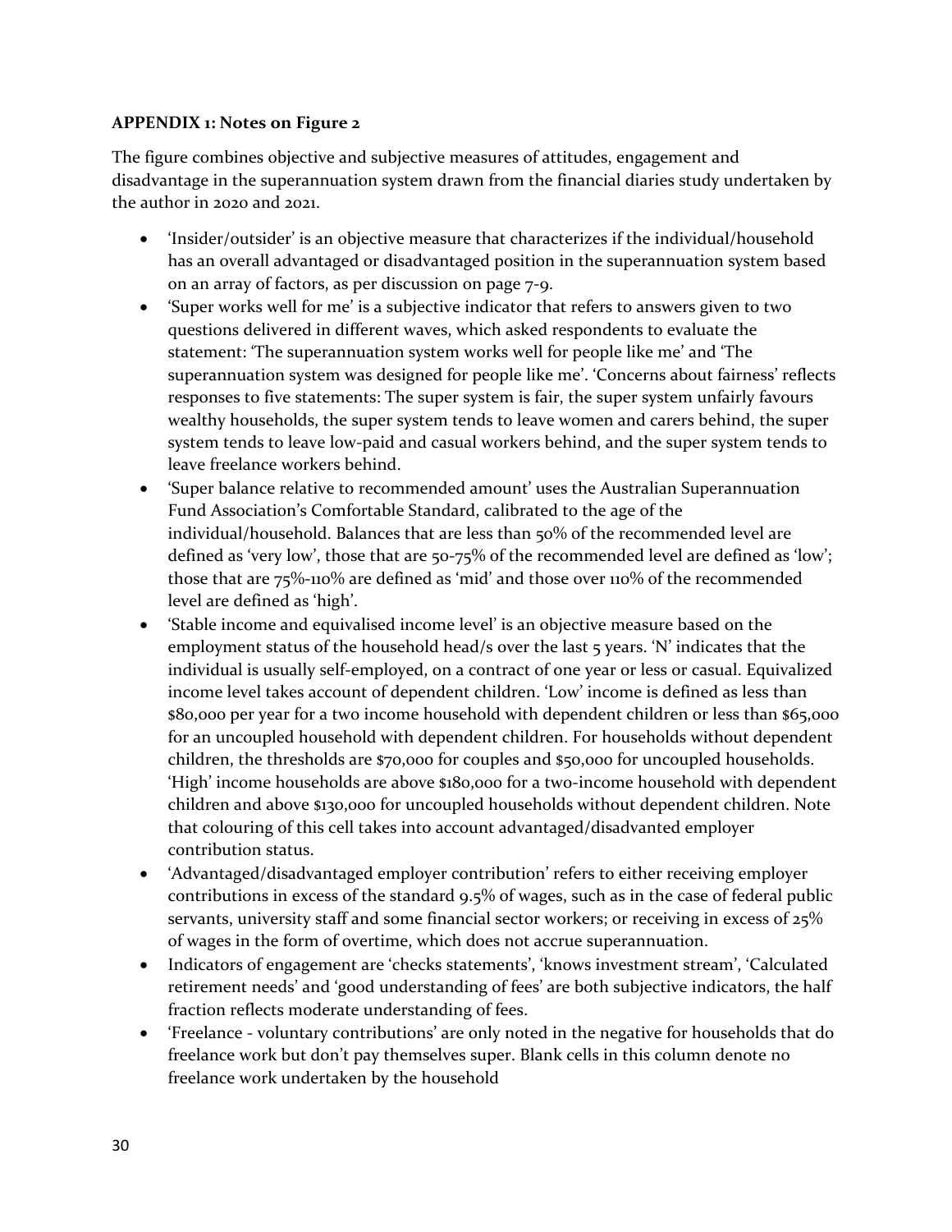**APPENDIX 1: Notes on Figure 2**

The figure combines objective and subjective measures of attitudes, engagement and disadvantage in the superannuation system drawn from the financial diaries study undertaken by the author in 2020 and 2021.

- 'Insider/outsider' is an objective measure that characterizes if the individual/household has an overall advantaged or disadvantaged position in the superannuation system based on an array of factors, as per discussion on page 7-9.
- 'Super works well for me' is a subjective indicator that refers to answers given to two questions delivered in different waves, which asked respondents to evaluate the statement: 'The superannuation system works well for people like me' and 'The superannuation system was designed for people like me'. 'Concerns about fairness' reflects responses to five statements: The super system is fair, the super system unfairly favours wealthy households, the super system tends to leave women and carers behind, the super system tends to leave low-paid and casual workers behind, and the super system tends to leave freelance workers behind.
- 'Super balance relative to recommended amount' uses the Australian Superannuation Fund Association's Comfortable Standard, calibrated to the age of the individual/household. Balances that are less than 50% of the recommended level are defined as 'very low', those that are 50-75% of the recommended level are defined as 'low'; those that are 75%-110% are defined as 'mid' and those over 110% of the recommended level are defined as 'high'.
- 'Stable income and equivalised income level' is an objective measure based on the employment status of the household head/s over the last 5 years. 'N' indicates that the individual is usually self-employed, on a contract of one year or less or casual. Equivalized income level takes account of dependent children. 'Low' income is defined as less than $80,000 per year for a two income household with dependent children or less than $65,000 for an uncoupled household with dependent children. For households without dependent children, the thresholds are $70,000 for couples and $50,000 for uncoupled households. 'High' income households are above $180,000 for a two-income household with dependent children and above $130,000 for uncoupled households without dependent children. Note that colouring of this cell takes into account advantaged/disadvanted employer contribution status.
- 'Advantaged/disadvantaged employer contribution' refers to either receiving employer contributions in excess of the standard 9.5% of wages, such as in the case of federal public servants, university staff and some financial sector workers; or receiving in excess of 25% of wages in the form of overtime, which does not accrue superannuation.
- Indicators of engagement are 'checks statements', 'knows investment stream', 'Calculated retirement needs' and 'good understanding of fees' are both subjective indicators, the half fraction reflects moderate understanding of fees.
- 'Freelance - voluntary contributions' are only noted in the negative for households that do freelance work but don't pay themselves super. Blank cells in this column denote no freelance work undertaken by the household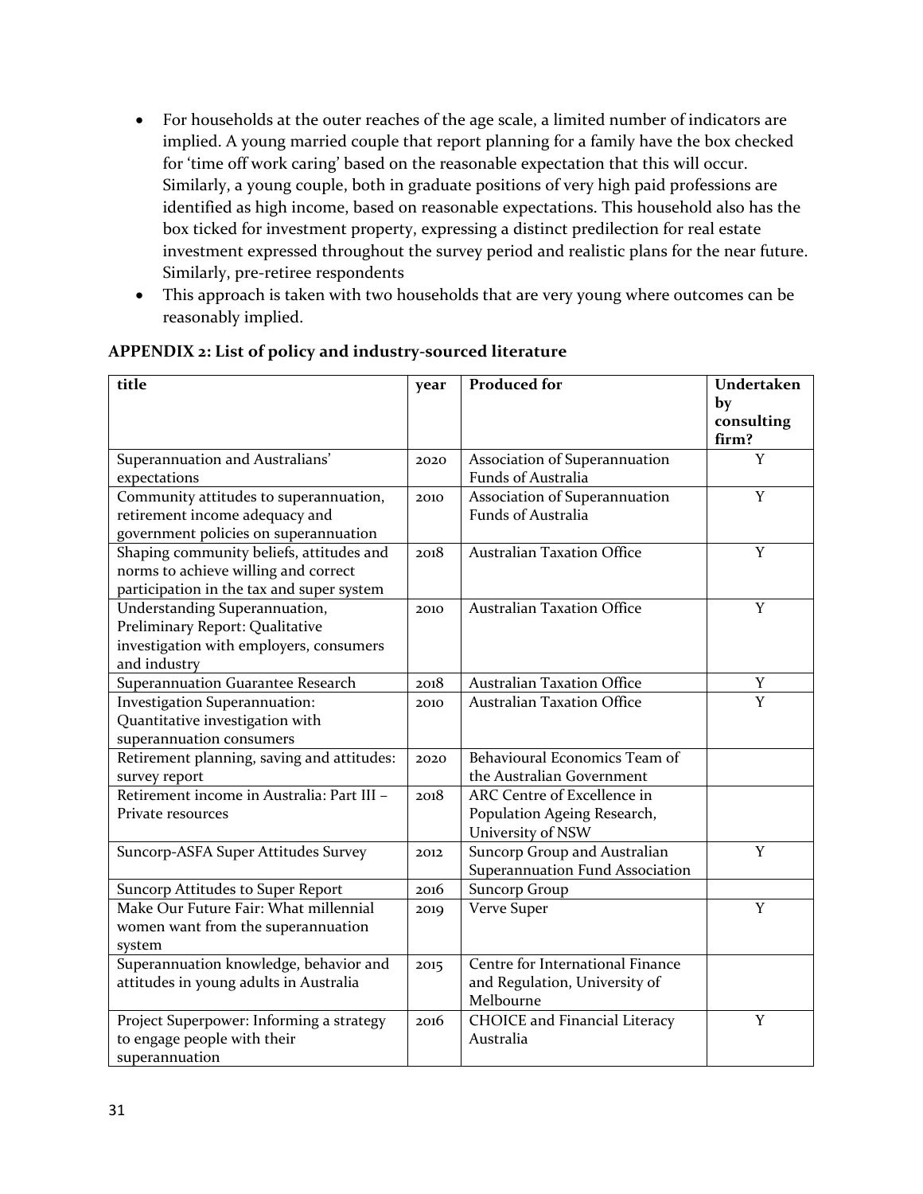- For households at the outer reaches of the age scale, a limited number of indicators are implied. A young married couple that report planning for a family have the box checked for 'time off work caring' based on the reasonable expectation that this will occur. Similarly, a young couple, both in graduate positions of very high paid professions are identified as high income, based on reasonable expectations. This household also has the box ticked for investment property, expressing a distinct predilection for real estate investment expressed throughout the survey period and realistic plans for the near future. Similarly, pre-retiree respondents
- This approach is taken with two households that are very young where outcomes can be reasonably implied.

**APPENDIX 2: List of policy and industry-sourced literature**

| title | year | Produced for | Undertaken by consulting firm? |
|---|---|---|---|
| Superannuation and Australians' expectations | 2020 | Association of Superannuation Funds of Australia | Y |
| Community attitudes to superannuation, retirement income adequacy and government policies on superannuation | 2010 | Association of Superannuation Funds of Australia | Y |
| Shaping community beliefs, attitudes and norms to achieve willing and correct participation in the tax and super system | 2018 | Australian Taxation Office | Y |
| Understanding Superannuation, Preliminary Report: Qualitative investigation with employers, consumers and industry | 2010 | Australian Taxation Office | Y |
| Superannuation Guarantee Research | 2018 | Australian Taxation Office | Y |
| Investigation Superannuation: Quantitative investigation with superannuation consumers | 2010 | Australian Taxation Office | Y |
| Retirement planning, saving and attitudes: survey report | 2020 | Behavioural Economics Team of the Australian Government | |
| Retirement income in Australia: Part III – Private resources | 2018 | ARC Centre of Excellence in Population Ageing Research, University of NSW | |
| Suncorp-ASFA Super Attitudes Survey | 2012 | Suncorp Group and Australian Superannuation Fund Association | Y |
| Suncorp Attitudes to Super Report | 2016 | Suncorp Group | |
| Make Our Future Fair: What millennial women want from the superannuation system | 2019 | Verve Super | Y |
| Superannuation knowledge, behavior and attitudes in young adults in Australia | 2015 | Centre for International Finance and Regulation, University of Melbourne | |
| Project Superpower: Informing a strategy to engage people with their superannuation | 2016 | CHOICE and Financial Literacy Australia | Y |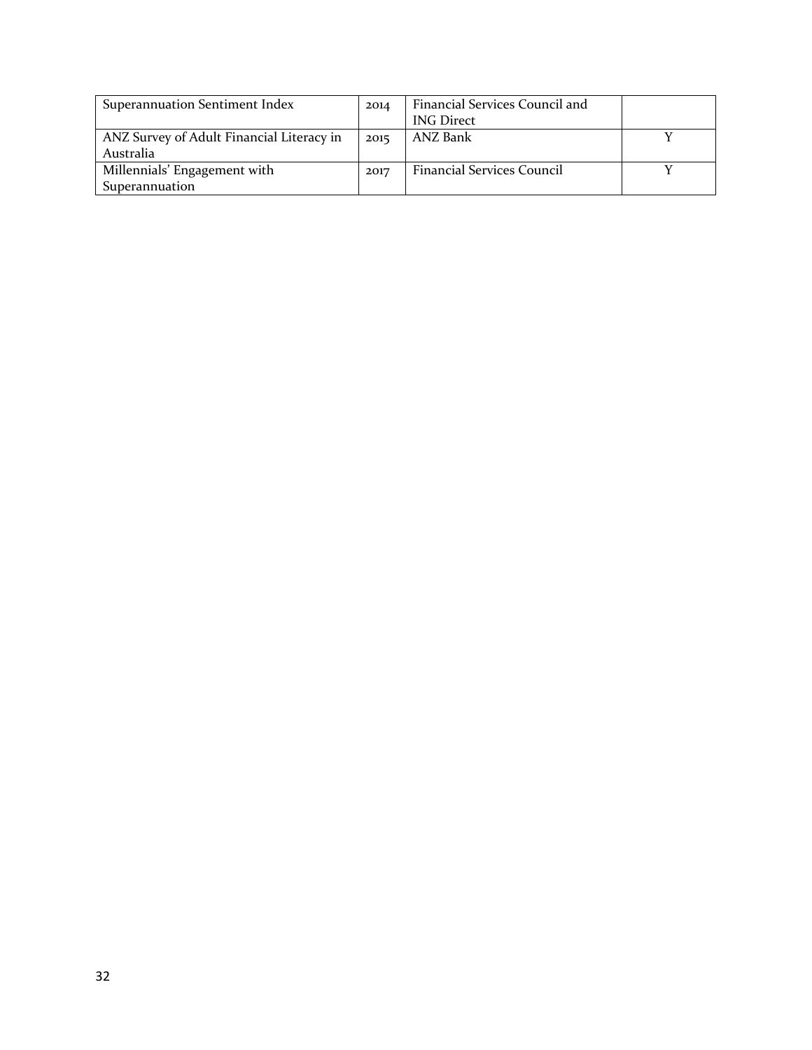| Superannuation Sentiment Index | 2014 | Financial Services Council and ING Direct | |
|---|---|---|---|
| ANZ Survey of Adult Financial Literacy in Australia | 2015 | ANZ Bank | Y |
| Millennials' Engagement with Superannuation | 2017 | Financial Services Council | Y |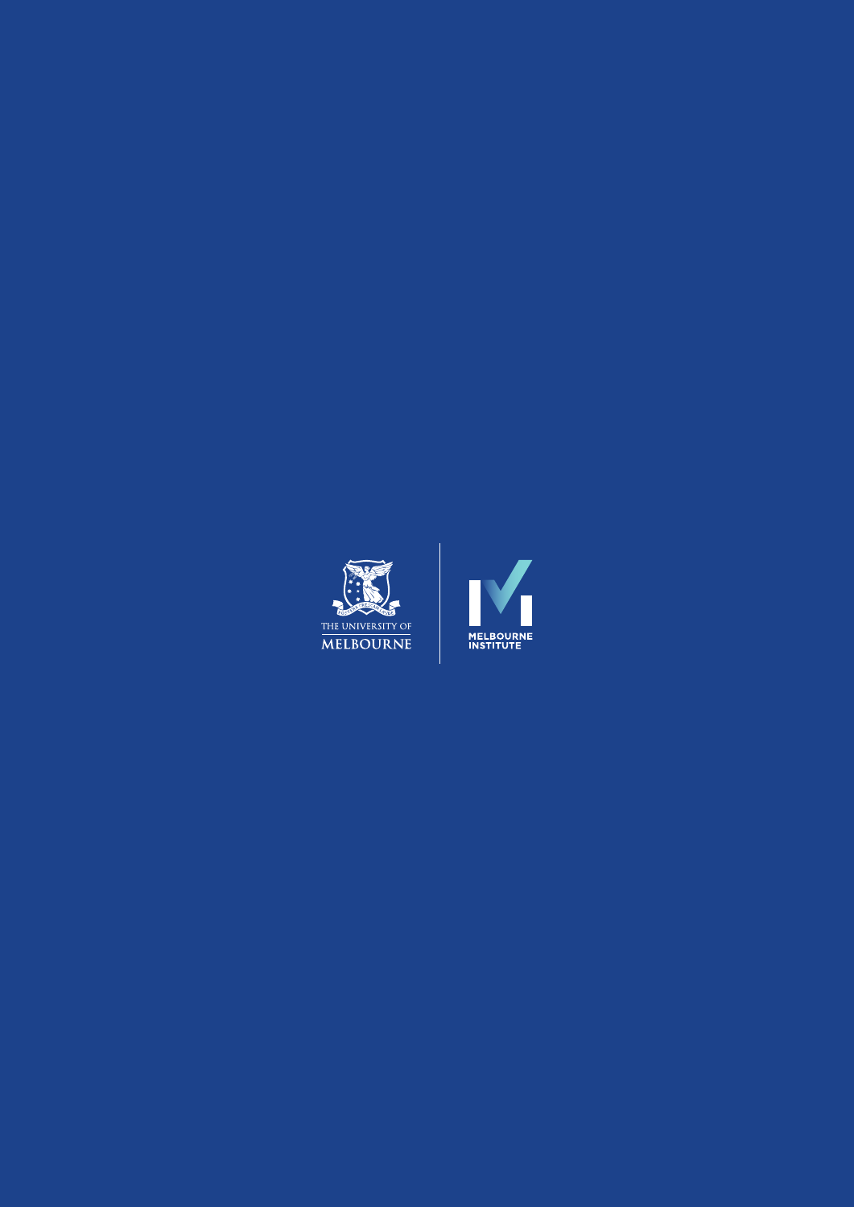THE UNIVERSITY OF
MELBOURNE

MELBOURNE
INSTITUTE